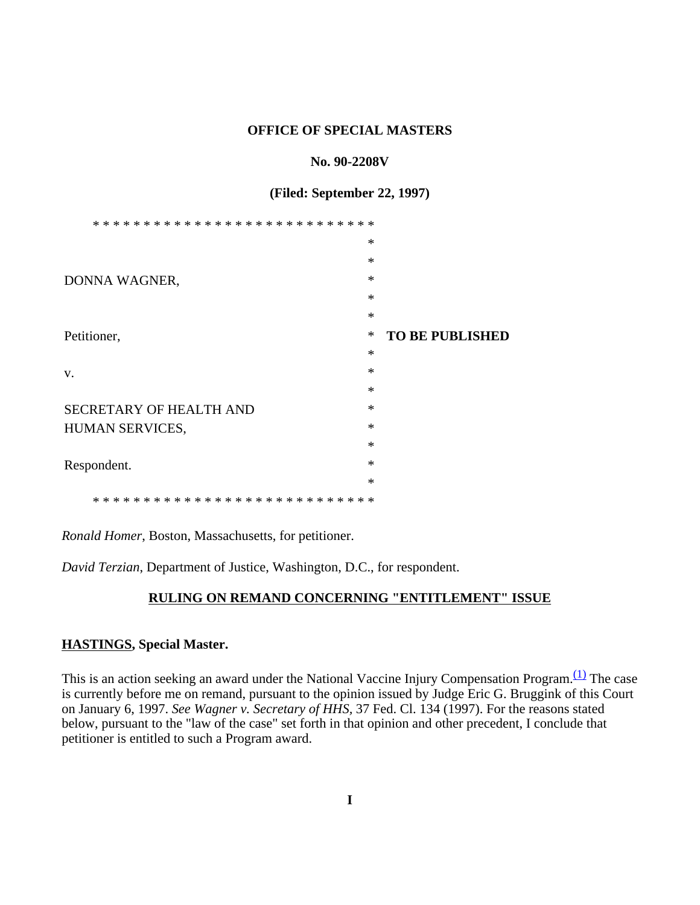**OFFICE OF SPECIAL MASTERS**

**No. 90-2208V**

**(Filed: September 22, 1997)**

| | |
|---|---|
| DONNA WAGNER, | |
| Petitioner, | **TO BE PUBLISHED** |
| v. | |
| SECRETARY OF HEALTH AND HUMAN SERVICES, | |
| Respondent. | |

*Ronald Homer*, Boston, Massachusetts, for petitioner.

*David Terzian*, Department of Justice, Washington, D.C., for respondent.

**RULING ON REMAND CONCERNING "ENTITLEMENT" ISSUE**

**HASTINGS, Special Master.**

This is an action seeking an award under the National Vaccine Injury Compensation Program.(1) The case is currently before me on remand, pursuant to the opinion issued by Judge Eric G. Bruggink of this Court on January 6, 1997. *See Wagner v. Secretary of HHS*, 37 Fed. Cl. 134 (1997). For the reasons stated below, pursuant to the "law of the case" set forth in that opinion and other precedent, I conclude that petitioner is entitled to such a Program award.

**I**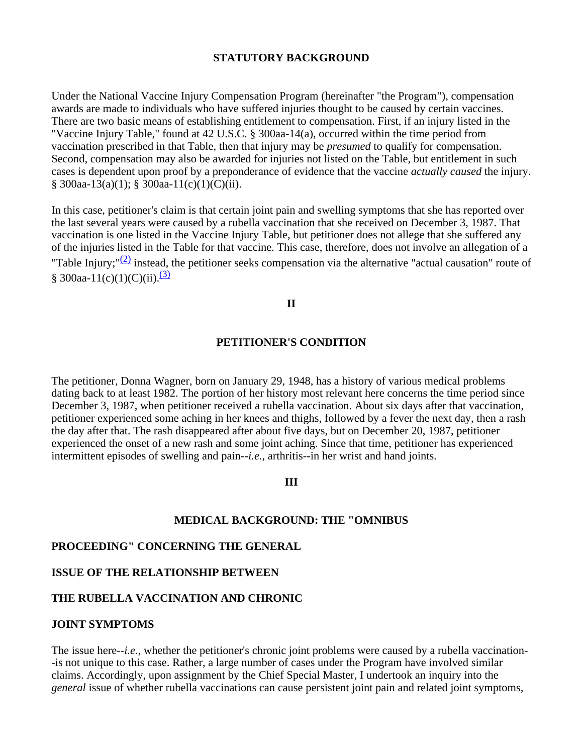## STATUTORY BACKGROUND

Under the National Vaccine Injury Compensation Program (hereinafter "the Program"), compensation awards are made to individuals who have suffered injuries thought to be caused by certain vaccines. There are two basic means of establishing entitlement to compensation. First, if an injury listed in the "Vaccine Injury Table," found at 42 U.S.C. § 300aa-14(a), occurred within the time period from vaccination prescribed in that Table, then that injury may be *presumed* to qualify for compensation. Second, compensation may also be awarded for injuries not listed on the Table, but entitlement in such cases is dependent upon proof by a preponderance of evidence that the vaccine *actually caused* the injury. § 300aa-13(a)(1); § 300aa-11(c)(1)(C)(ii).

In this case, petitioner's claim is that certain joint pain and swelling symptoms that she has reported over the last several years were caused by a rubella vaccination that she received on December 3, 1987. That vaccination is one listed in the Vaccine Injury Table, but petitioner does not allege that she suffered any of the injuries listed in the Table for that vaccine. This case, therefore, does not involve an allegation of a "Table Injury;"[(2)] instead, the petitioner seeks compensation via the alternative "actual causation" route of § 300aa-11(c)(1)(C)(ii).[(3)]

## II

## PETITIONER'S CONDITION

The petitioner, Donna Wagner, born on January 29, 1948, has a history of various medical problems dating back to at least 1982. The portion of her history most relevant here concerns the time period since December 3, 1987, when petitioner received a rubella vaccination. About six days after that vaccination, petitioner experienced some aching in her knees and thighs, followed by a fever the next day, then a rash the day after that. The rash disappeared after about five days, but on December 20, 1987, petitioner experienced the onset of a new rash and some joint aching. Since that time, petitioner has experienced intermittent episodes of swelling and pain--*i.e.*, arthritis--in her wrist and hand joints.

## III

## MEDICAL BACKGROUND: THE "OMNIBUS PROCEEDING" CONCERNING THE GENERAL ISSUE OF THE RELATIONSHIP BETWEEN THE RUBELLA VACCINATION AND CHRONIC JOINT SYMPTOMS

The issue here--*i.e.*, whether the petitioner's chronic joint problems were caused by a rubella vaccination--is not unique to this case. Rather, a large number of cases under the Program have involved similar claims. Accordingly, upon assignment by the Chief Special Master, I undertook an inquiry into the *general* issue of whether rubella vaccinations can cause persistent joint pain and related joint symptoms,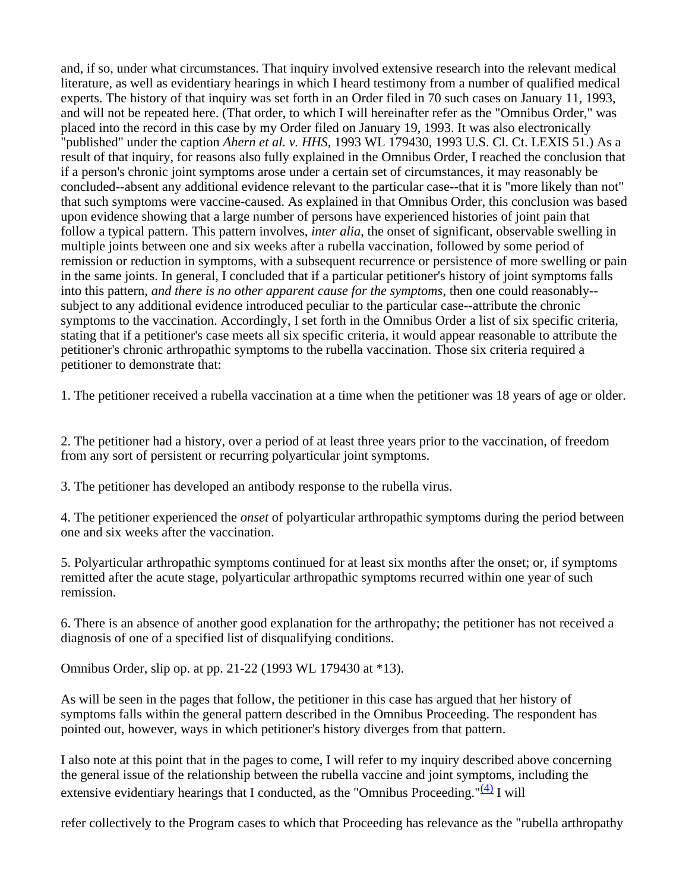and, if so, under what circumstances. That inquiry involved extensive research into the relevant medical literature, as well as evidentiary hearings in which I heard testimony from a number of qualified medical experts. The history of that inquiry was set forth in an Order filed in 70 such cases on January 11, 1993, and will not be repeated here. (That order, to which I will hereinafter refer as the "Omnibus Order," was placed into the record in this case by my Order filed on January 19, 1993. It was also electronically "published" under the caption *Ahern et al. v. HHS*, 1993 WL 179430, 1993 U.S. Cl. Ct. LEXIS 51.) As a result of that inquiry, for reasons also fully explained in the Omnibus Order, I reached the conclusion that if a person's chronic joint symptoms arose under a certain set of circumstances, it may reasonably be concluded--absent any additional evidence relevant to the particular case--that it is "more likely than not" that such symptoms were vaccine-caused. As explained in that Omnibus Order, this conclusion was based upon evidence showing that a large number of persons have experienced histories of joint pain that follow a typical pattern. This pattern involves, *inter alia*, the onset of significant, observable swelling in multiple joints between one and six weeks after a rubella vaccination, followed by some period of remission or reduction in symptoms, with a subsequent recurrence or persistence of more swelling or pain in the same joints. In general, I concluded that if a particular petitioner's history of joint symptoms falls into this pattern, *and there is no other apparent cause for the symptoms*, then one could reasonably--subject to any additional evidence introduced peculiar to the particular case--attribute the chronic symptoms to the vaccination. Accordingly, I set forth in the Omnibus Order a list of six specific criteria, stating that if a petitioner's case meets all six specific criteria, it would appear reasonable to attribute the petitioner's chronic arthropathic symptoms to the rubella vaccination. Those six criteria required a petitioner to demonstrate that:

1. The petitioner received a rubella vaccination at a time when the petitioner was 18 years of age or older.

2. The petitioner had a history, over a period of at least three years prior to the vaccination, of freedom from any sort of persistent or recurring polyarticular joint symptoms.

3. The petitioner has developed an antibody response to the rubella virus.

4. The petitioner experienced the *onset* of polyarticular arthropathic symptoms during the period between one and six weeks after the vaccination.

5. Polyarticular arthropathic symptoms continued for at least six months after the onset; or, if symptoms remitted after the acute stage, polyarticular arthropathic symptoms recurred within one year of such remission.

6. There is an absence of another good explanation for the arthropathy; the petitioner has not received a diagnosis of one of a specified list of disqualifying conditions.

Omnibus Order, slip op. at pp. 21-22 (1993 WL 179430 at *13).

As will be seen in the pages that follow, the petitioner in this case has argued that her history of symptoms falls within the general pattern described in the Omnibus Proceeding. The respondent has pointed out, however, ways in which petitioner's history diverges from that pattern.

I also note at this point that in the pages to come, I will refer to my inquiry described above concerning the general issue of the relationship between the rubella vaccine and joint symptoms, including the extensive evidentiary hearings that I conducted, as the "Omnibus Proceeding."[(4)] I will

refer collectively to the Program cases to which that Proceeding has relevance as the "rubella arthropathy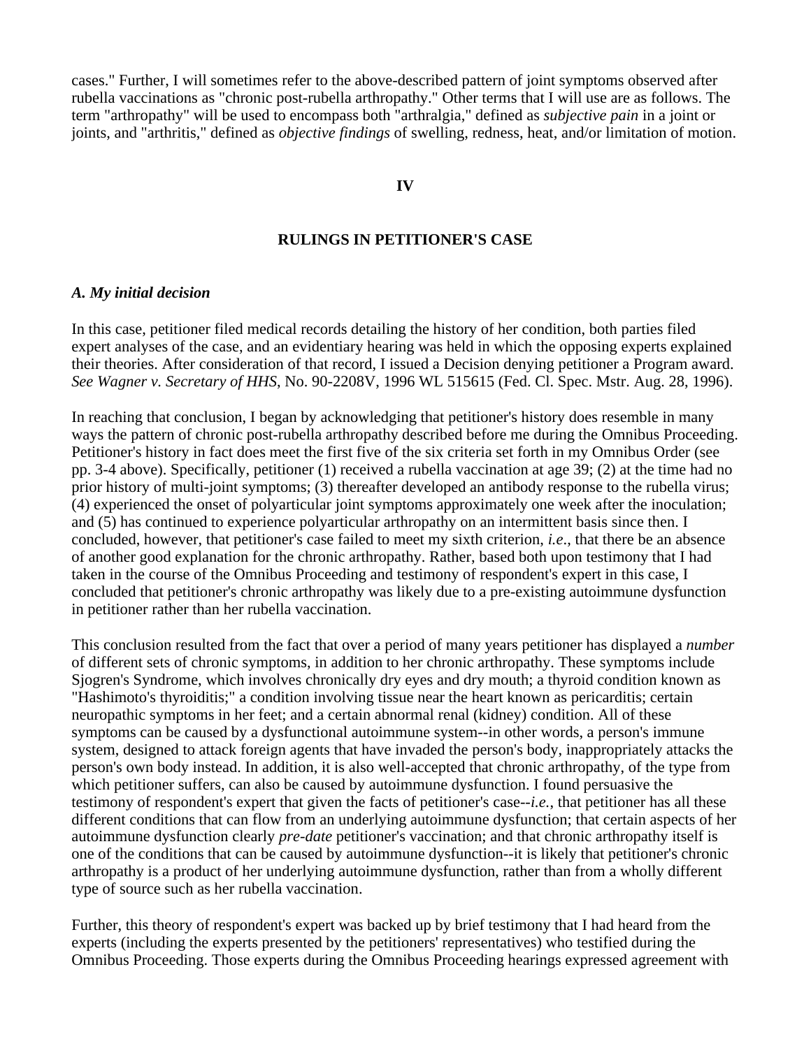cases." Further, I will sometimes refer to the above-described pattern of joint symptoms observed after rubella vaccinations as "chronic post-rubella arthropathy." Other terms that I will use are as follows. The term "arthropathy" will be used to encompass both "arthralgia," defined as *subjective pain* in a joint or joints, and "arthritis," defined as *objective findings* of swelling, redness, heat, and/or limitation of motion.

## IV

## RULINGS IN PETITIONER'S CASE

### *A. My initial decision*

In this case, petitioner filed medical records detailing the history of her condition, both parties filed expert analyses of the case, and an evidentiary hearing was held in which the opposing experts explained their theories. After consideration of that record, I issued a Decision denying petitioner a Program award. *See Wagner v. Secretary of HHS*, No. 90-2208V, 1996 WL 515615 (Fed. Cl. Spec. Mstr. Aug. 28, 1996).

In reaching that conclusion, I began by acknowledging that petitioner's history does resemble in many ways the pattern of chronic post-rubella arthropathy described before me during the Omnibus Proceeding. Petitioner's history in fact does meet the first five of the six criteria set forth in my Omnibus Order (see pp. 3-4 above). Specifically, petitioner (1) received a rubella vaccination at age 39; (2) at the time had no prior history of multi-joint symptoms; (3) thereafter developed an antibody response to the rubella virus; (4) experienced the onset of polyarticular joint symptoms approximately one week after the inoculation; and (5) has continued to experience polyarticular arthropathy on an intermittent basis since then. I concluded, however, that petitioner's case failed to meet my sixth criterion, *i.e*., that there be an absence of another good explanation for the chronic arthropathy. Rather, based both upon testimony that I had taken in the course of the Omnibus Proceeding and testimony of respondent's expert in this case, I concluded that petitioner's chronic arthropathy was likely due to a pre-existing autoimmune dysfunction in petitioner rather than her rubella vaccination.

This conclusion resulted from the fact that over a period of many years petitioner has displayed a *number* of different sets of chronic symptoms, in addition to her chronic arthropathy. These symptoms include Sjogren's Syndrome, which involves chronically dry eyes and dry mouth; a thyroid condition known as "Hashimoto's thyroiditis;" a condition involving tissue near the heart known as pericarditis; certain neuropathic symptoms in her feet; and a certain abnormal renal (kidney) condition. All of these symptoms can be caused by a dysfunctional autoimmune system--in other words, a person's immune system, designed to attack foreign agents that have invaded the person's body, inappropriately attacks the person's own body instead. In addition, it is also well-accepted that chronic arthropathy, of the type from which petitioner suffers, can also be caused by autoimmune dysfunction. I found persuasive the testimony of respondent's expert that given the facts of petitioner's case--*i.e.*, that petitioner has all these different conditions that can flow from an underlying autoimmune dysfunction; that certain aspects of her autoimmune dysfunction clearly *pre-date* petitioner's vaccination; and that chronic arthropathy itself is one of the conditions that can be caused by autoimmune dysfunction--it is likely that petitioner's chronic arthropathy is a product of her underlying autoimmune dysfunction, rather than from a wholly different type of source such as her rubella vaccination.

Further, this theory of respondent's expert was backed up by brief testimony that I had heard from the experts (including the experts presented by the petitioners' representatives) who testified during the Omnibus Proceeding. Those experts during the Omnibus Proceeding hearings expressed agreement with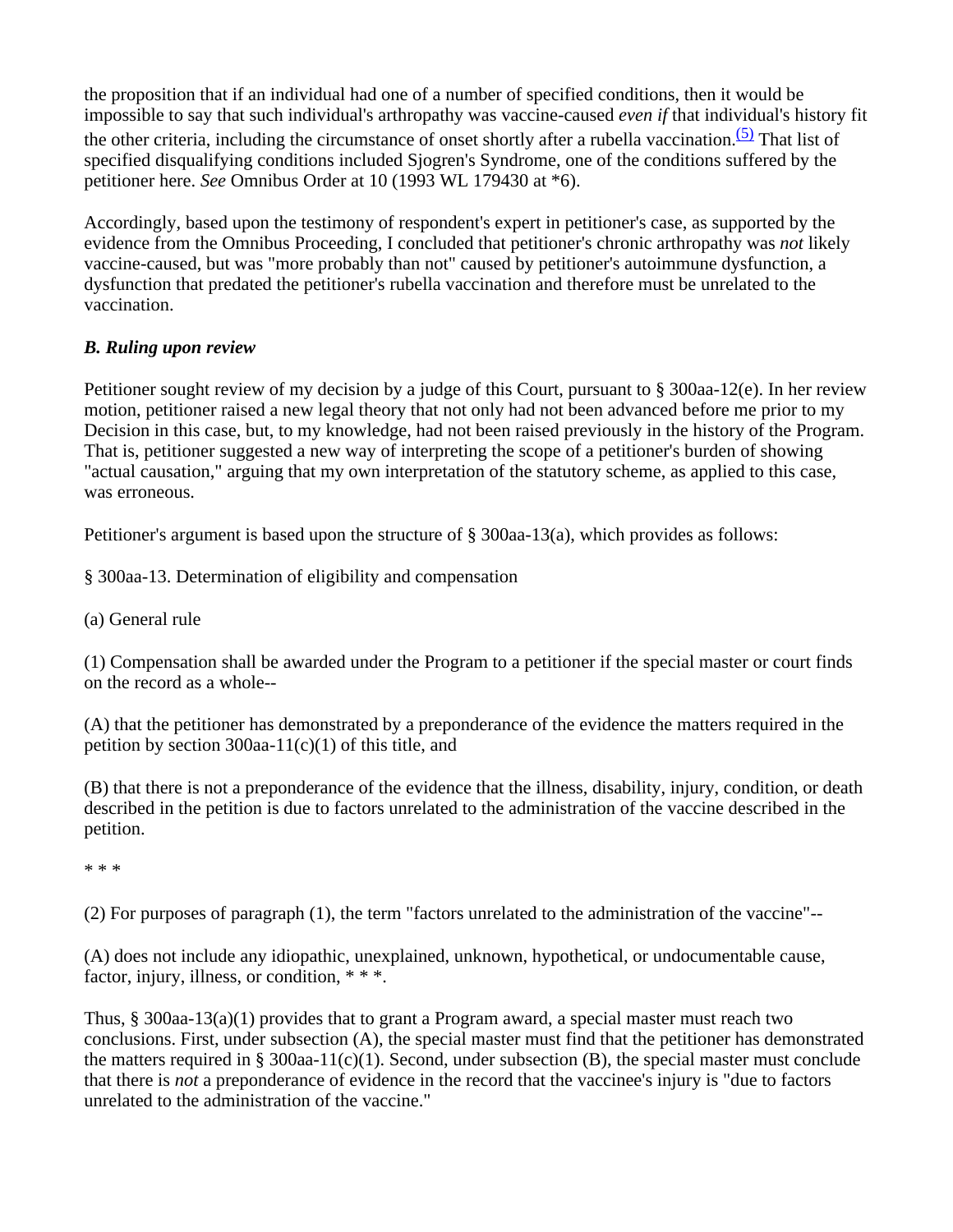the proposition that if an individual had one of a number of specified conditions, then it would be impossible to say that such individual's arthropathy was vaccine-caused *even if* that individual's history fit the other criteria, including the circumstance of onset shortly after a rubella vaccination.[(5)] That list of specified disqualifying conditions included Sjogren's Syndrome, one of the conditions suffered by the petitioner here. *See* Omnibus Order at 10 (1993 WL 179430 at *6).

Accordingly, based upon the testimony of respondent's expert in petitioner's case, as supported by the evidence from the Omnibus Proceeding, I concluded that petitioner's chronic arthropathy was *not* likely vaccine-caused, but was "more probably than not" caused by petitioner's autoimmune dysfunction, a dysfunction that predated the petitioner's rubella vaccination and therefore must be unrelated to the vaccination.

### *B. Ruling upon review*

Petitioner sought review of my decision by a judge of this Court, pursuant to § 300aa-12(e). In her review motion, petitioner raised a new legal theory that not only had not been advanced before me prior to my Decision in this case, but, to my knowledge, had not been raised previously in the history of the Program. That is, petitioner suggested a new way of interpreting the scope of a petitioner's burden of showing "actual causation," arguing that my own interpretation of the statutory scheme, as applied to this case, was erroneous.

Petitioner's argument is based upon the structure of § 300aa-13(a), which provides as follows:

§ 300aa-13. Determination of eligibility and compensation

(a) General rule

(1) Compensation shall be awarded under the Program to a petitioner if the special master or court finds on the record as a whole--

(A) that the petitioner has demonstrated by a preponderance of the evidence the matters required in the petition by section 300aa-11(c)(1) of this title, and

(B) that there is not a preponderance of the evidence that the illness, disability, injury, condition, or death described in the petition is due to factors unrelated to the administration of the vaccine described in the petition.

* * *

(2) For purposes of paragraph (1), the term "factors unrelated to the administration of the vaccine"--

(A) does not include any idiopathic, unexplained, unknown, hypothetical, or undocumentable cause, factor, injury, illness, or condition, * * *.

Thus, § 300aa-13(a)(1) provides that to grant a Program award, a special master must reach two conclusions. First, under subsection (A), the special master must find that the petitioner has demonstrated the matters required in § 300aa-11(c)(1). Second, under subsection (B), the special master must conclude that there is *not* a preponderance of evidence in the record that the vaccinee's injury is "due to factors unrelated to the administration of the vaccine."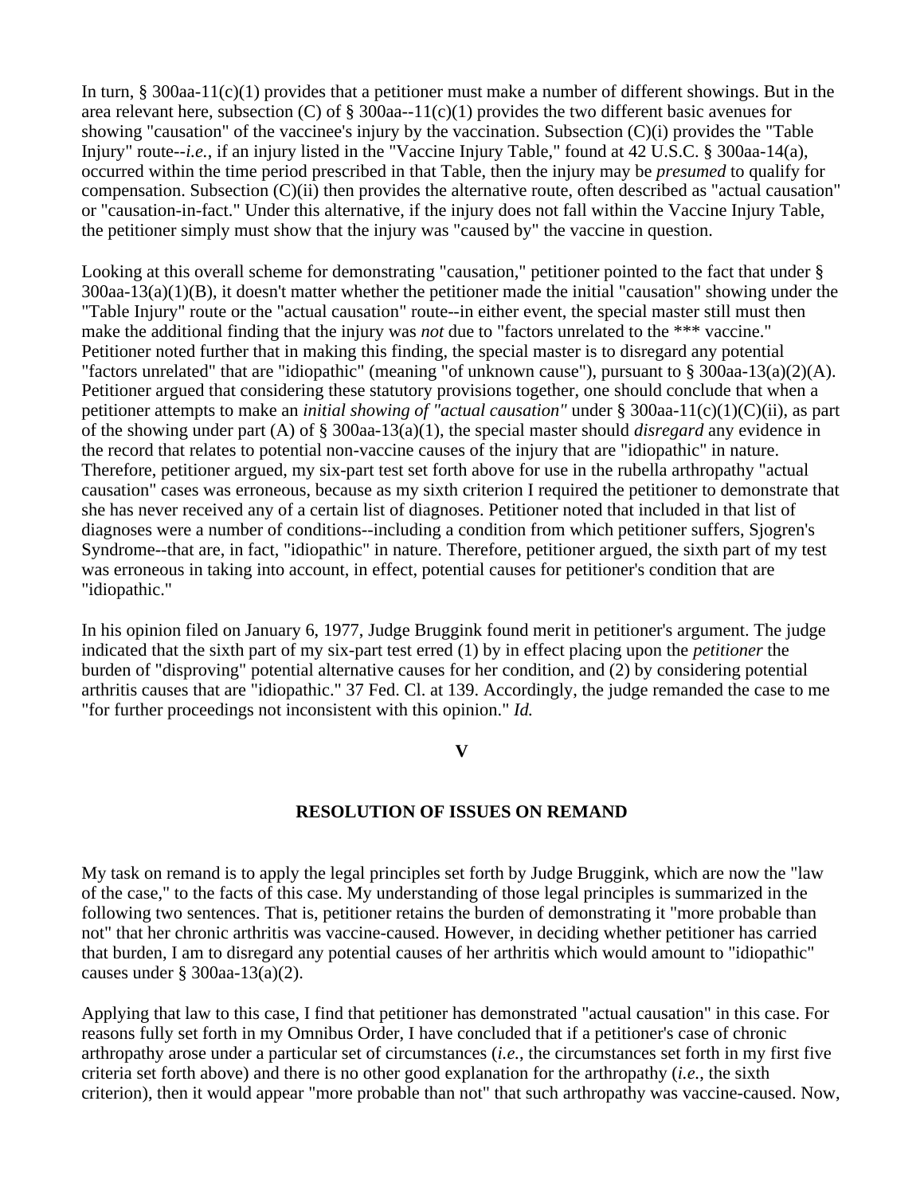In turn, § 300aa-11(c)(1) provides that a petitioner must make a number of different showings. But in the area relevant here, subsection (C) of § 300aa--11(c)(1) provides the two different basic avenues for showing "causation" of the vaccinee's injury by the vaccination. Subsection (C)(i) provides the "Table Injury" route--*i.e.*, if an injury listed in the "Vaccine Injury Table," found at 42 U.S.C. § 300aa-14(a), occurred within the time period prescribed in that Table, then the injury may be *presumed* to qualify for compensation. Subsection (C)(ii) then provides the alternative route, often described as "actual causation" or "causation-in-fact." Under this alternative, if the injury does not fall within the Vaccine Injury Table, the petitioner simply must show that the injury was "caused by" the vaccine in question.

Looking at this overall scheme for demonstrating "causation," petitioner pointed to the fact that under § 300aa-13(a)(1)(B), it doesn't matter whether the petitioner made the initial "causation" showing under the "Table Injury" route or the "actual causation" route--in either event, the special master still must then make the additional finding that the injury was *not* due to "factors unrelated to the *** vaccine." Petitioner noted further that in making this finding, the special master is to disregard any potential "factors unrelated" that are "idiopathic" (meaning "of unknown cause"), pursuant to § 300aa-13(a)(2)(A). Petitioner argued that considering these statutory provisions together, one should conclude that when a petitioner attempts to make an *initial showing of "actual causation"* under § 300aa-11(c)(1)(C)(ii), as part of the showing under part (A) of § 300aa-13(a)(1), the special master should *disregard* any evidence in the record that relates to potential non-vaccine causes of the injury that are "idiopathic" in nature. Therefore, petitioner argued, my six-part test set forth above for use in the rubella arthropathy "actual causation" cases was erroneous, because as my sixth criterion I required the petitioner to demonstrate that she has never received any of a certain list of diagnoses. Petitioner noted that included in that list of diagnoses were a number of conditions--including a condition from which petitioner suffers, Sjogren's Syndrome--that are, in fact, "idiopathic" in nature. Therefore, petitioner argued, the sixth part of my test was erroneous in taking into account, in effect, potential causes for petitioner's condition that are "idiopathic."

In his opinion filed on January 6, 1977, Judge Bruggink found merit in petitioner's argument. The judge indicated that the sixth part of my six-part test erred (1) by in effect placing upon the *petitioner* the burden of "disproving" potential alternative causes for her condition, and (2) by considering potential arthritis causes that are "idiopathic." 37 Fed. Cl. at 139. Accordingly, the judge remanded the case to me "for further proceedings not inconsistent with this opinion." *Id.*

## V

## RESOLUTION OF ISSUES ON REMAND

My task on remand is to apply the legal principles set forth by Judge Bruggink, which are now the "law of the case," to the facts of this case. My understanding of those legal principles is summarized in the following two sentences. That is, petitioner retains the burden of demonstrating it "more probable than not" that her chronic arthritis was vaccine-caused. However, in deciding whether petitioner has carried that burden, I am to disregard any potential causes of her arthritis which would amount to "idiopathic" causes under § 300aa-13(a)(2).

Applying that law to this case, I find that petitioner has demonstrated "actual causation" in this case. For reasons fully set forth in my Omnibus Order, I have concluded that if a petitioner's case of chronic arthropathy arose under a particular set of circumstances (*i.e.*, the circumstances set forth in my first five criteria set forth above) and there is no other good explanation for the arthropathy (*i.e.*, the sixth criterion), then it would appear "more probable than not" that such arthropathy was vaccine-caused. Now,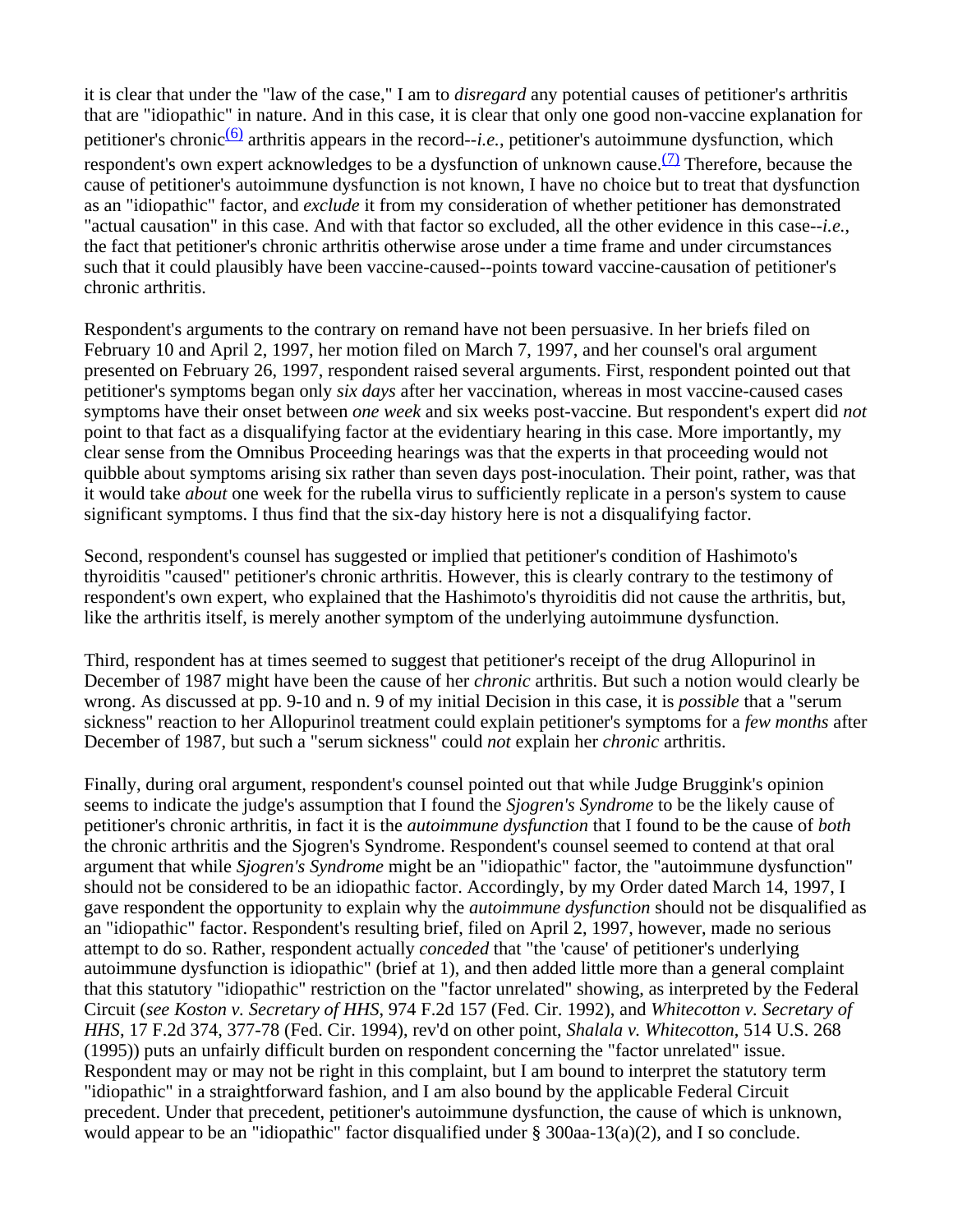it is clear that under the "law of the case," I am to *disregard* any potential causes of petitioner's arthritis that are "idiopathic" in nature. And in this case, it is clear that only one good non-vaccine explanation for petitioner's chronic[(6)] arthritis appears in the record--*i.e.*, petitioner's autoimmune dysfunction, which respondent's own expert acknowledges to be a dysfunction of unknown cause.[(7)] Therefore, because the cause of petitioner's autoimmune dysfunction is not known, I have no choice but to treat that dysfunction as an "idiopathic" factor, and *exclude* it from my consideration of whether petitioner has demonstrated "actual causation" in this case. And with that factor so excluded, all the other evidence in this case--*i.e.*, the fact that petitioner's chronic arthritis otherwise arose under a time frame and under circumstances such that it could plausibly have been vaccine-caused--points toward vaccine-causation of petitioner's chronic arthritis.

Respondent's arguments to the contrary on remand have not been persuasive. In her briefs filed on February 10 and April 2, 1997, her motion filed on March 7, 1997, and her counsel's oral argument presented on February 26, 1997, respondent raised several arguments. First, respondent pointed out that petitioner's symptoms began only *six days* after her vaccination, whereas in most vaccine-caused cases symptoms have their onset between *one week* and six weeks post-vaccine. But respondent's expert did *not* point to that fact as a disqualifying factor at the evidentiary hearing in this case. More importantly, my clear sense from the Omnibus Proceeding hearings was that the experts in that proceeding would not quibble about symptoms arising six rather than seven days post-inoculation. Their point, rather, was that it would take *about* one week for the rubella virus to sufficiently replicate in a person's system to cause significant symptoms. I thus find that the six-day history here is not a disqualifying factor.

Second, respondent's counsel has suggested or implied that petitioner's condition of Hashimoto's thyroiditis "caused" petitioner's chronic arthritis. However, this is clearly contrary to the testimony of respondent's own expert, who explained that the Hashimoto's thyroiditis did not cause the arthritis, but, like the arthritis itself, is merely another symptom of the underlying autoimmune dysfunction.

Third, respondent has at times seemed to suggest that petitioner's receipt of the drug Allopurinol in December of 1987 might have been the cause of her *chronic* arthritis. But such a notion would clearly be wrong. As discussed at pp. 9-10 and n. 9 of my initial Decision in this case, it is *possible* that a "serum sickness" reaction to her Allopurinol treatment could explain petitioner's symptoms for a *few months* after December of 1987, but such a "serum sickness" could *not* explain her *chronic* arthritis.

Finally, during oral argument, respondent's counsel pointed out that while Judge Bruggink's opinion seems to indicate the judge's assumption that I found the *Sjogren's Syndrome* to be the likely cause of petitioner's chronic arthritis, in fact it is the *autoimmune dysfunction* that I found to be the cause of *both* the chronic arthritis and the Sjogren's Syndrome. Respondent's counsel seemed to contend at that oral argument that while *Sjogren's Syndrome* might be an "idiopathic" factor, the "autoimmune dysfunction" should not be considered to be an idiopathic factor. Accordingly, by my Order dated March 14, 1997, I gave respondent the opportunity to explain why the *autoimmune dysfunction* should not be disqualified as an "idiopathic" factor. Respondent's resulting brief, filed on April 2, 1997, however, made no serious attempt to do so. Rather, respondent actually *conceded* that "the 'cause' of petitioner's underlying autoimmune dysfunction is idiopathic" (brief at 1), and then added little more than a general complaint that this statutory "idiopathic" restriction on the "factor unrelated" showing, as interpreted by the Federal Circuit (*see Koston v. Secretary of HHS*, 974 F.2d 157 (Fed. Cir. 1992), and *Whitecotton v. Secretary of HHS*, 17 F.2d 374, 377-78 (Fed. Cir. 1994), rev'd on other point, *Shalala v. Whitecotton*, 514 U.S. 268 (1995)) puts an unfairly difficult burden on respondent concerning the "factor unrelated" issue. Respondent may or may not be right in this complaint, but I am bound to interpret the statutory term "idiopathic" in a straightforward fashion, and I am also bound by the applicable Federal Circuit precedent. Under that precedent, petitioner's autoimmune dysfunction, the cause of which is unknown, would appear to be an "idiopathic" factor disqualified under § 300aa-13(a)(2), and I so conclude.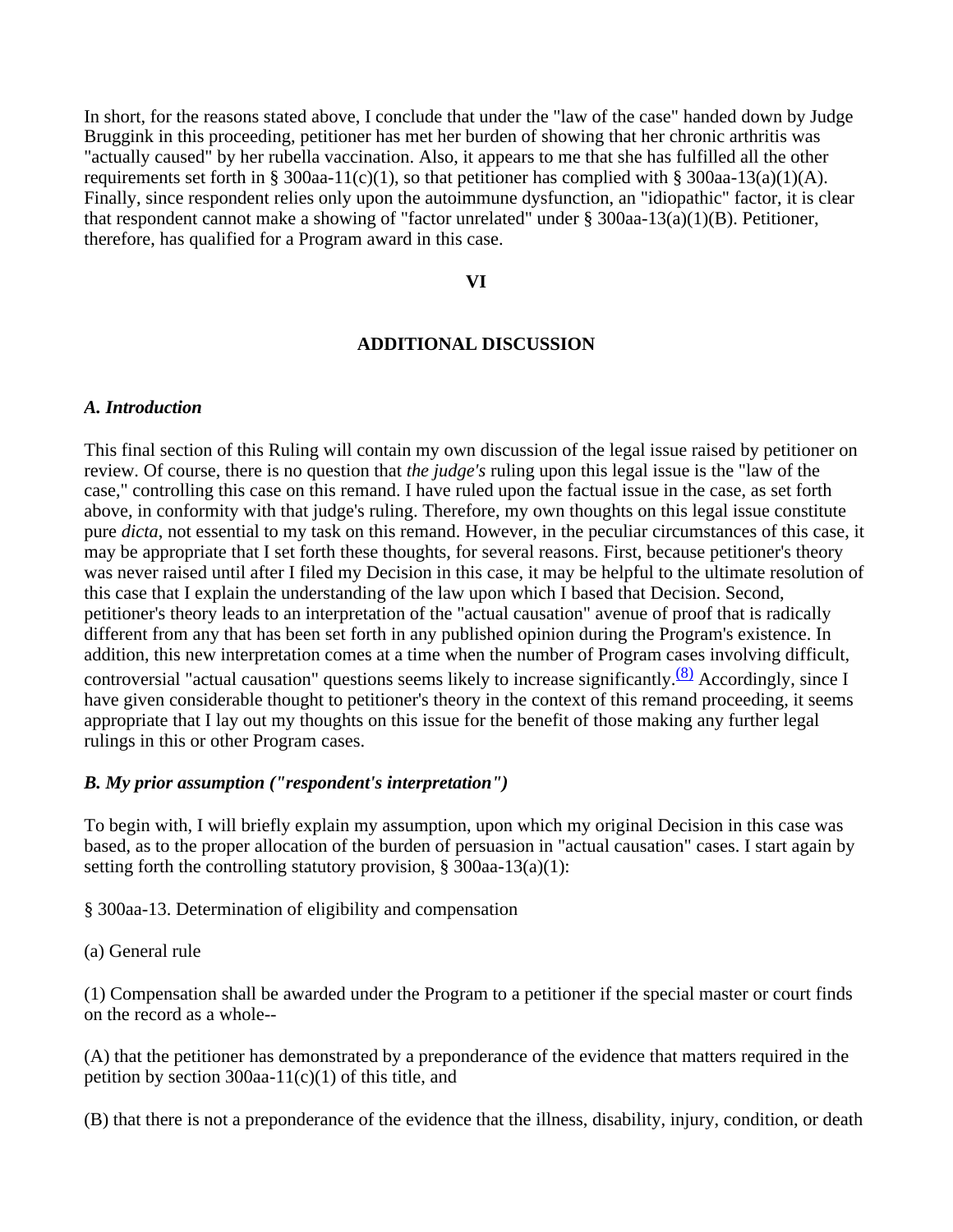In short, for the reasons stated above, I conclude that under the "law of the case" handed down by Judge Bruggink in this proceeding, petitioner has met her burden of showing that her chronic arthritis was "actually caused" by her rubella vaccination. Also, it appears to me that she has fulfilled all the other requirements set forth in § 300aa-11(c)(1), so that petitioner has complied with § 300aa-13(a)(1)(A). Finally, since respondent relies only upon the autoimmune dysfunction, an "idiopathic" factor, it is clear that respondent cannot make a showing of "factor unrelated" under § 300aa-13(a)(1)(B). Petitioner, therefore, has qualified for a Program award in this case.

## VI

## ADDITIONAL DISCUSSION

### *A. Introduction*

This final section of this Ruling will contain my own discussion of the legal issue raised by petitioner on review. Of course, there is no question that *the judge's* ruling upon this legal issue is the "law of the case," controlling this case on this remand. I have ruled upon the factual issue in the case, as set forth above, in conformity with that judge's ruling. Therefore, my own thoughts on this legal issue constitute pure *dicta*, not essential to my task on this remand. However, in the peculiar circumstances of this case, it may be appropriate that I set forth these thoughts, for several reasons. First, because petitioner's theory was never raised until after I filed my Decision in this case, it may be helpful to the ultimate resolution of this case that I explain the understanding of the law upon which I based that Decision. Second, petitioner's theory leads to an interpretation of the "actual causation" avenue of proof that is radically different from any that has been set forth in any published opinion during the Program's existence. In addition, this new interpretation comes at a time when the number of Program cases involving difficult, controversial "actual causation" questions seems likely to increase significantly.[(8)] Accordingly, since I have given considerable thought to petitioner's theory in the context of this remand proceeding, it seems appropriate that I lay out my thoughts on this issue for the benefit of those making any further legal rulings in this or other Program cases.

### *B. My prior assumption ("respondent's interpretation")*

To begin with, I will briefly explain my assumption, upon which my original Decision in this case was based, as to the proper allocation of the burden of persuasion in "actual causation" cases. I start again by setting forth the controlling statutory provision, § 300aa-13(a)(1):

§ 300aa-13. Determination of eligibility and compensation

(a) General rule

(1) Compensation shall be awarded under the Program to a petitioner if the special master or court finds on the record as a whole--

(A) that the petitioner has demonstrated by a preponderance of the evidence that matters required in the petition by section 300aa-11(c)(1) of this title, and

(B) that there is not a preponderance of the evidence that the illness, disability, injury, condition, or death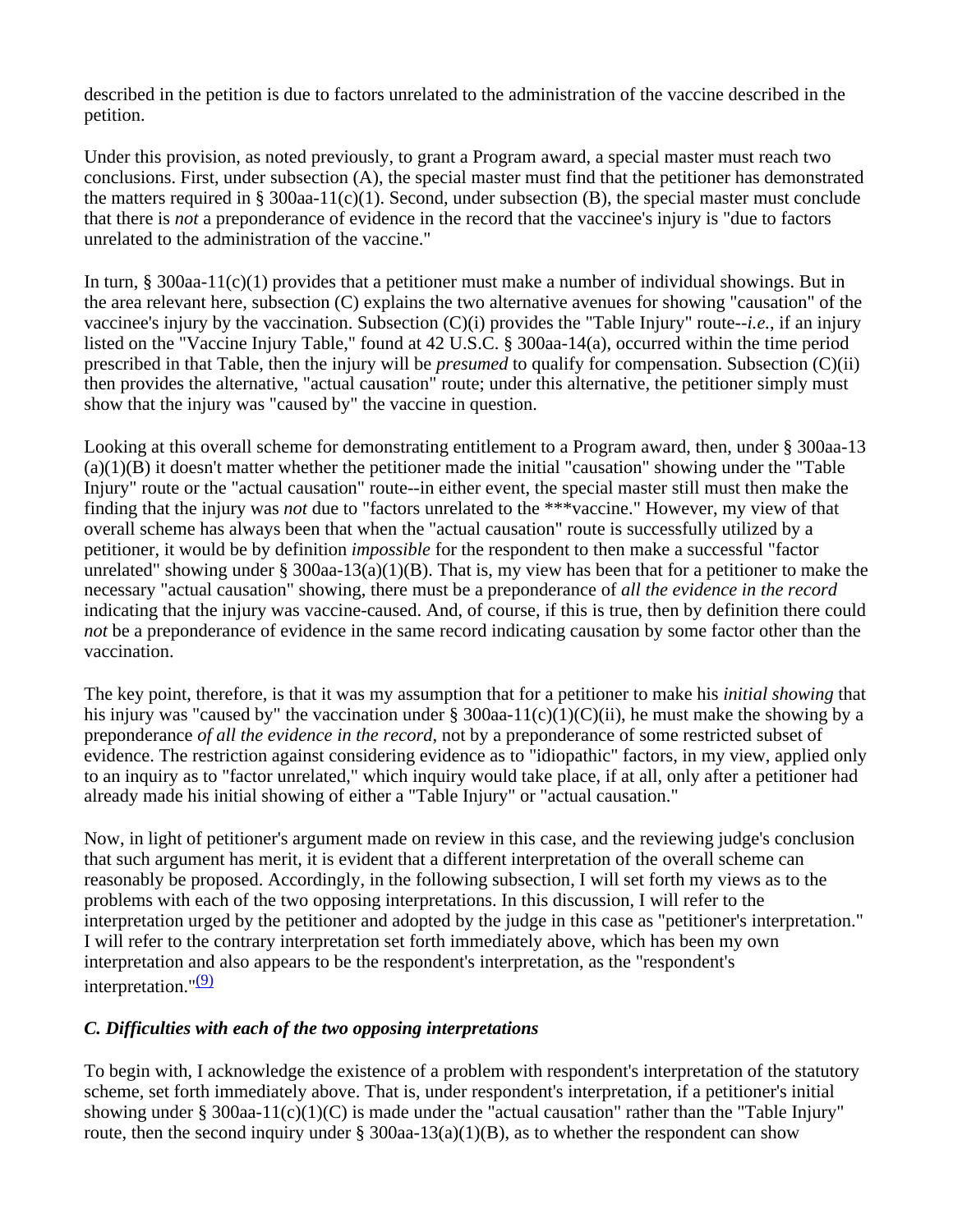described in the petition is due to factors unrelated to the administration of the vaccine described in the petition.

Under this provision, as noted previously, to grant a Program award, a special master must reach two conclusions. First, under subsection (A), the special master must find that the petitioner has demonstrated the matters required in § 300aa-11(c)(1). Second, under subsection (B), the special master must conclude that there is *not* a preponderance of evidence in the record that the vaccinee's injury is "due to factors unrelated to the administration of the vaccine."

In turn, § 300aa-11(c)(1) provides that a petitioner must make a number of individual showings. But in the area relevant here, subsection (C) explains the two alternative avenues for showing "causation" of the vaccinee's injury by the vaccination. Subsection (C)(i) provides the "Table Injury" route--*i.e.*, if an injury listed on the "Vaccine Injury Table," found at 42 U.S.C. § 300aa-14(a), occurred within the time period prescribed in that Table, then the injury will be *presumed* to qualify for compensation. Subsection (C)(ii) then provides the alternative, "actual causation" route; under this alternative, the petitioner simply must show that the injury was "caused by" the vaccine in question.

Looking at this overall scheme for demonstrating entitlement to a Program award, then, under § 300aa-13 (a)(1)(B) it doesn't matter whether the petitioner made the initial "causation" showing under the "Table Injury" route or the "actual causation" route--in either event, the special master still must then make the finding that the injury was *not* due to "factors unrelated to the ***vaccine." However, my view of that overall scheme has always been that when the "actual causation" route is successfully utilized by a petitioner, it would be by definition *impossible* for the respondent to then make a successful "factor unrelated" showing under § 300aa-13(a)(1)(B). That is, my view has been that for a petitioner to make the necessary "actual causation" showing, there must be a preponderance of *all the evidence in the record* indicating that the injury was vaccine-caused. And, of course, if this is true, then by definition there could *not* be a preponderance of evidence in the same record indicating causation by some factor other than the vaccination.

The key point, therefore, is that it was my assumption that for a petitioner to make his *initial showing* that his injury was "caused by" the vaccination under § 300aa-11(c)(1)(C)(ii), he must make the showing by a preponderance *of all the evidence in the record*, not by a preponderance of some restricted subset of evidence. The restriction against considering evidence as to "idiopathic" factors, in my view, applied only to an inquiry as to "factor unrelated," which inquiry would take place, if at all, only after a petitioner had already made his initial showing of either a "Table Injury" or "actual causation."

Now, in light of petitioner's argument made on review in this case, and the reviewing judge's conclusion that such argument has merit, it is evident that a different interpretation of the overall scheme can reasonably be proposed. Accordingly, in the following subsection, I will set forth my views as to the problems with each of the two opposing interpretations. In this discussion, I will refer to the interpretation urged by the petitioner and adopted by the judge in this case as "petitioner's interpretation." I will refer to the contrary interpretation set forth immediately above, which has been my own interpretation and also appears to be the respondent's interpretation, as the "respondent's interpretation."[(9)]

### *C. Difficulties with each of the two opposing interpretations*

To begin with, I acknowledge the existence of a problem with respondent's interpretation of the statutory scheme, set forth immediately above. That is, under respondent's interpretation, if a petitioner's initial showing under § 300aa-11(c)(1)(C) is made under the "actual causation" rather than the "Table Injury" route, then the second inquiry under § 300aa-13(a)(1)(B), as to whether the respondent can show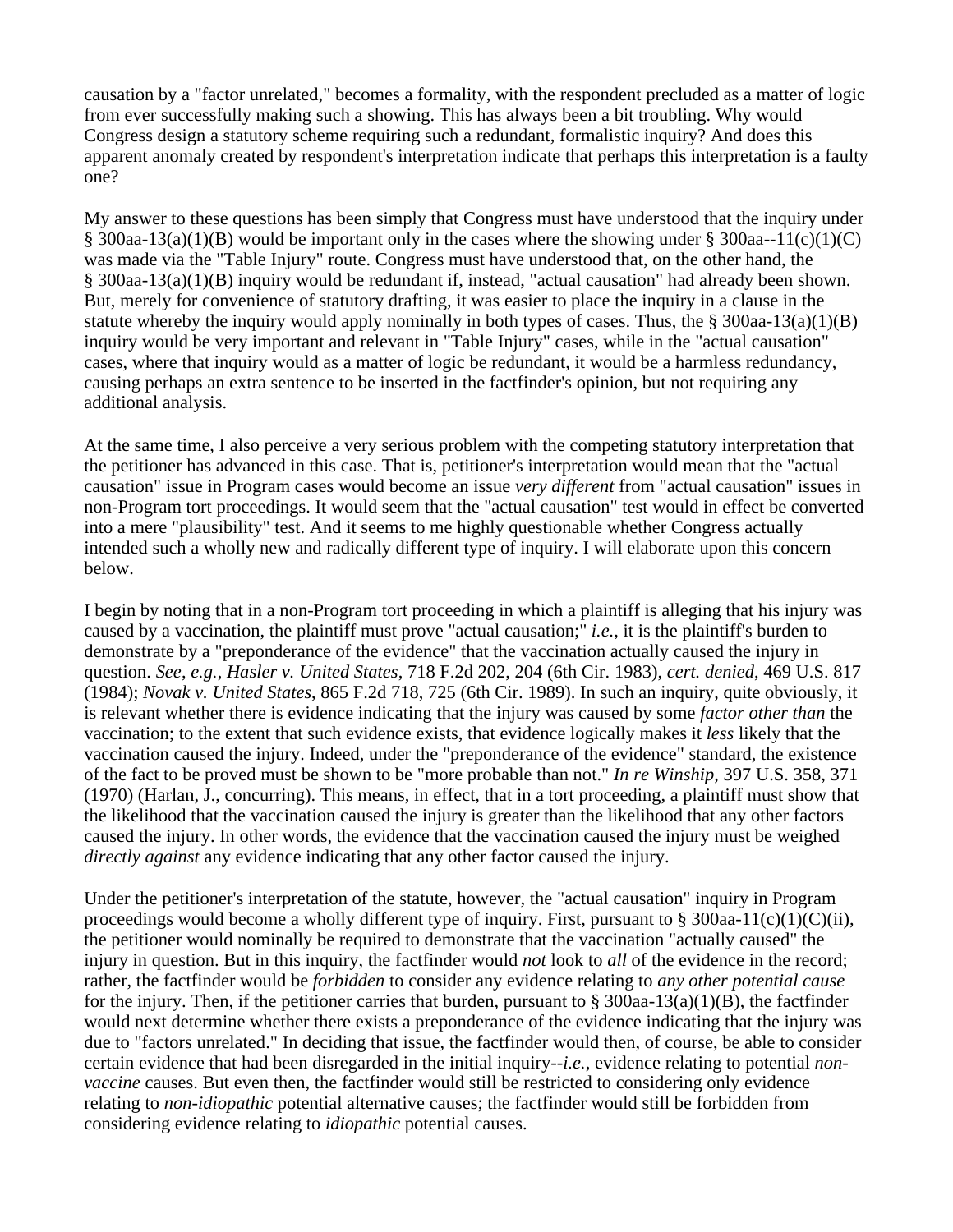causation by a "factor unrelated," becomes a formality, with the respondent precluded as a matter of logic from ever successfully making such a showing. This has always been a bit troubling. Why would Congress design a statutory scheme requiring such a redundant, formalistic inquiry? And does this apparent anomaly created by respondent's interpretation indicate that perhaps this interpretation is a faulty one?

My answer to these questions has been simply that Congress must have understood that the inquiry under § 300aa-13(a)(1)(B) would be important only in the cases where the showing under § 300aa--11(c)(1)(C) was made via the "Table Injury" route. Congress must have understood that, on the other hand, the § 300aa-13(a)(1)(B) inquiry would be redundant if, instead, "actual causation" had already been shown. But, merely for convenience of statutory drafting, it was easier to place the inquiry in a clause in the statute whereby the inquiry would apply nominally in both types of cases. Thus, the § 300aa-13(a)(1)(B) inquiry would be very important and relevant in "Table Injury" cases, while in the "actual causation" cases, where that inquiry would as a matter of logic be redundant, it would be a harmless redundancy, causing perhaps an extra sentence to be inserted in the factfinder's opinion, but not requiring any additional analysis.

At the same time, I also perceive a very serious problem with the competing statutory interpretation that the petitioner has advanced in this case. That is, petitioner's interpretation would mean that the "actual causation" issue in Program cases would become an issue *very different* from "actual causation" issues in non-Program tort proceedings. It would seem that the "actual causation" test would in effect be converted into a mere "plausibility" test. And it seems to me highly questionable whether Congress actually intended such a wholly new and radically different type of inquiry. I will elaborate upon this concern below.

I begin by noting that in a non-Program tort proceeding in which a plaintiff is alleging that his injury was caused by a vaccination, the plaintiff must prove "actual causation;" *i.e.*, it is the plaintiff's burden to demonstrate by a "preponderance of the evidence" that the vaccination actually caused the injury in question. *See, e.g.*, *Hasler v. United States*, 718 F.2d 202, 204 (6th Cir. 1983), *cert. denied*, 469 U.S. 817 (1984); *Novak v. United States*, 865 F.2d 718, 725 (6th Cir. 1989). In such an inquiry, quite obviously, it is relevant whether there is evidence indicating that the injury was caused by some *factor other than* the vaccination; to the extent that such evidence exists, that evidence logically makes it *less* likely that the vaccination caused the injury. Indeed, under the "preponderance of the evidence" standard, the existence of the fact to be proved must be shown to be "more probable than not." *In re Winship*, 397 U.S. 358, 371 (1970) (Harlan, J., concurring). This means, in effect, that in a tort proceeding, a plaintiff must show that the likelihood that the vaccination caused the injury is greater than the likelihood that any other factors caused the injury. In other words, the evidence that the vaccination caused the injury must be weighed *directly against* any evidence indicating that any other factor caused the injury.

Under the petitioner's interpretation of the statute, however, the "actual causation" inquiry in Program proceedings would become a wholly different type of inquiry. First, pursuant to § 300aa-11(c)(1)(C)(ii), the petitioner would nominally be required to demonstrate that the vaccination "actually caused" the injury in question. But in this inquiry, the factfinder would *not* look to *all* of the evidence in the record; rather, the factfinder would be *forbidden* to consider any evidence relating to *any other potential cause* for the injury. Then, if the petitioner carries that burden, pursuant to § 300aa-13(a)(1)(B), the factfinder would next determine whether there exists a preponderance of the evidence indicating that the injury was due to "factors unrelated." In deciding that issue, the factfinder would then, of course, be able to consider certain evidence that had been disregarded in the initial inquiry--*i.e.*, evidence relating to potential *non-vaccine* causes. But even then, the factfinder would still be restricted to considering only evidence relating to *non-idiopathic* potential alternative causes; the factfinder would still be forbidden from considering evidence relating to *idiopathic* potential causes.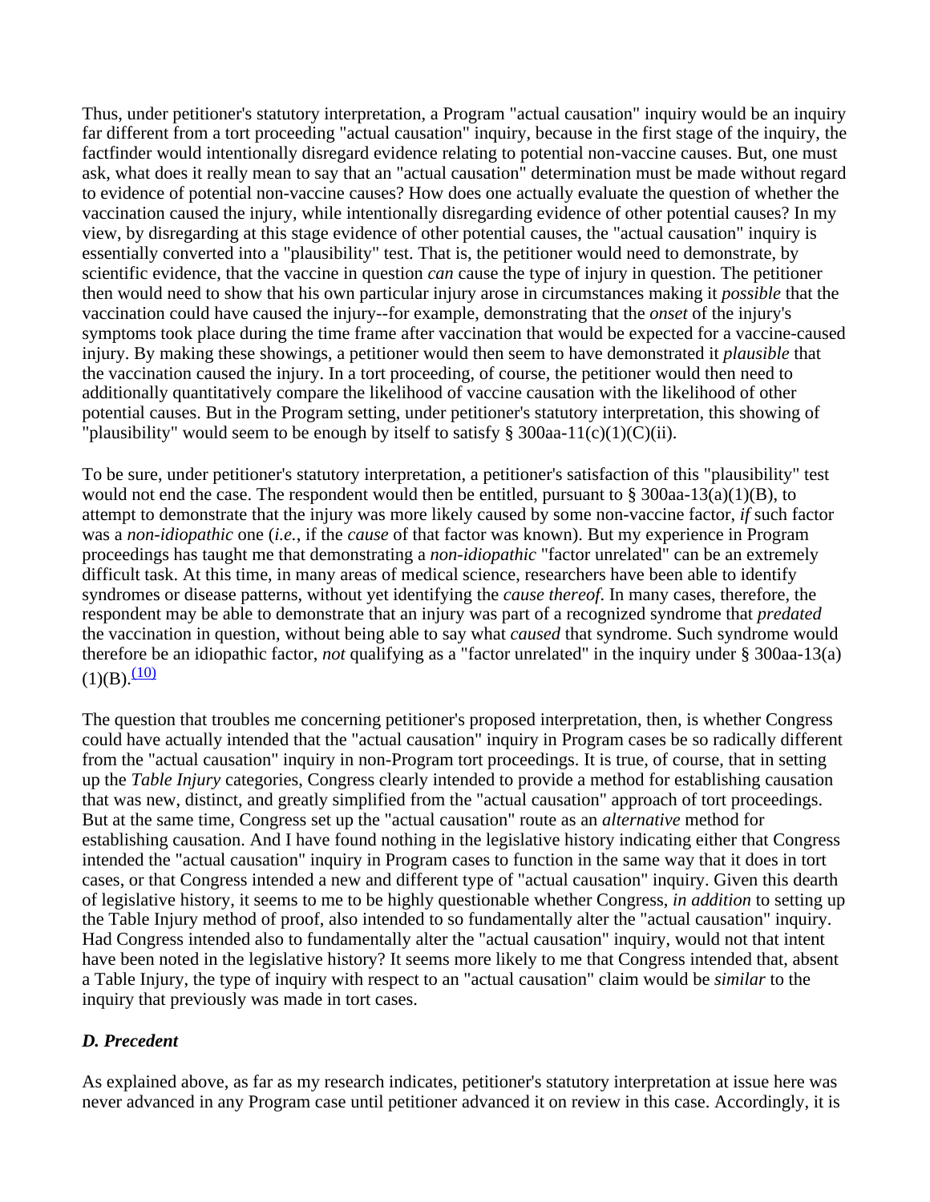Thus, under petitioner's statutory interpretation, a Program "actual causation" inquiry would be an inquiry far different from a tort proceeding "actual causation" inquiry, because in the first stage of the inquiry, the factfinder would intentionally disregard evidence relating to potential non-vaccine causes. But, one must ask, what does it really mean to say that an "actual causation" determination must be made without regard to evidence of potential non-vaccine causes? How does one actually evaluate the question of whether the vaccination caused the injury, while intentionally disregarding evidence of other potential causes? In my view, by disregarding at this stage evidence of other potential causes, the "actual causation" inquiry is essentially converted into a "plausibility" test. That is, the petitioner would need to demonstrate, by scientific evidence, that the vaccine in question *can* cause the type of injury in question. The petitioner then would need to show that his own particular injury arose in circumstances making it *possible* that the vaccination could have caused the injury--for example, demonstrating that the *onset* of the injury's symptoms took place during the time frame after vaccination that would be expected for a vaccine-caused injury. By making these showings, a petitioner would then seem to have demonstrated it *plausible* that the vaccination caused the injury. In a tort proceeding, of course, the petitioner would then need to additionally quantitatively compare the likelihood of vaccine causation with the likelihood of other potential causes. But in the Program setting, under petitioner's statutory interpretation, this showing of "plausibility" would seem to be enough by itself to satisfy § 300aa-11(c)(1)(C)(ii).

To be sure, under petitioner's statutory interpretation, a petitioner's satisfaction of this "plausibility" test would not end the case. The respondent would then be entitled, pursuant to § 300aa-13(a)(1)(B), to attempt to demonstrate that the injury was more likely caused by some non-vaccine factor, *if* such factor was a *non-idiopathic* one (*i.e.*, if the *cause* of that factor was known). But my experience in Program proceedings has taught me that demonstrating a *non-idiopathic* "factor unrelated" can be an extremely difficult task. At this time, in many areas of medical science, researchers have been able to identify syndromes or disease patterns, without yet identifying the *cause thereof*. In many cases, therefore, the respondent may be able to demonstrate that an injury was part of a recognized syndrome that *predated* the vaccination in question, without being able to say what *caused* that syndrome. Such syndrome would therefore be an idiopathic factor, *not* qualifying as a "factor unrelated" in the inquiry under § 300aa-13(a)(1)(B).[(10)]

The question that troubles me concerning petitioner's proposed interpretation, then, is whether Congress could have actually intended that the "actual causation" inquiry in Program cases be so radically different from the "actual causation" inquiry in non-Program tort proceedings. It is true, of course, that in setting up the *Table Injury* categories, Congress clearly intended to provide a method for establishing causation that was new, distinct, and greatly simplified from the "actual causation" approach of tort proceedings. But at the same time, Congress set up the "actual causation" route as an *alternative* method for establishing causation. And I have found nothing in the legislative history indicating either that Congress intended the "actual causation" inquiry in Program cases to function in the same way that it does in tort cases, or that Congress intended a new and different type of "actual causation" inquiry. Given this dearth of legislative history, it seems to me to be highly questionable whether Congress, *in addition* to setting up the Table Injury method of proof, also intended to so fundamentally alter the "actual causation" inquiry. Had Congress intended also to fundamentally alter the "actual causation" inquiry, would not that intent have been noted in the legislative history? It seems more likely to me that Congress intended that, absent a Table Injury, the type of inquiry with respect to an "actual causation" claim would be *similar* to the inquiry that previously was made in tort cases.

### *D. Precedent*

As explained above, as far as my research indicates, petitioner's statutory interpretation at issue here was never advanced in any Program case until petitioner advanced it on review in this case. Accordingly, it is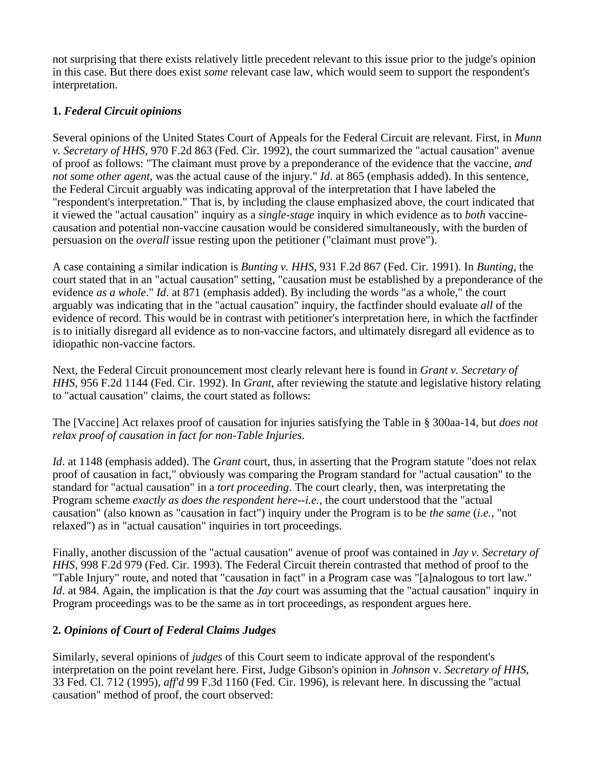not surprising that there exists relatively little precedent relevant to this issue prior to the judge's opinion in this case. But there does exist *some* relevant case law, which would seem to support the respondent's interpretation.

### 1. *Federal Circuit opinions*

Several opinions of the United States Court of Appeals for the Federal Circuit are relevant. First, in *Munn v. Secretary of HHS*, 970 F.2d 863 (Fed. Cir. 1992), the court summarized the "actual causation" avenue of proof as follows: "The claimant must prove by a preponderance of the evidence that the vaccine, *and not some other agent*, was the actual cause of the injury." *Id*. at 865 (emphasis added). In this sentence, the Federal Circuit arguably was indicating approval of the interpretation that I have labeled the "respondent's interpretation." That is, by including the clause emphasized above, the court indicated that it viewed the "actual causation" inquiry as a *single-stage* inquiry in which evidence as to *both* vaccine-causation and potential non-vaccine causation would be considered simultaneously, with the burden of persuasion on the *overall* issue resting upon the petitioner ("claimant must prove").

A case containing a similar indication is *Bunting v. HHS*, 931 F.2d 867 (Fed. Cir. 1991). In *Bunting*, the court stated that in an "actual causation" setting, "causation must be established by a preponderance of the evidence *as a whole*." *Id*. at 871 (emphasis added). By including the words "as a whole," the court arguably was indicating that in the "actual causation" inquiry, the factfinder should evaluate *all* of the evidence of record. This would be in contrast with petitioner's interpretation here, in which the factfinder is to initially disregard all evidence as to non-vaccine factors, and ultimately disregard all evidence as to idiopathic non-vaccine factors.

Next, the Federal Circuit pronouncement most clearly relevant here is found in *Grant v. Secretary of HHS*, 956 F.2d 1144 (Fed. Cir. 1992). In *Grant*, after reviewing the statute and legislative history relating to "actual causation" claims, the court stated as follows:

The [Vaccine] Act relaxes proof of causation for injuries satisfying the Table in § 300aa-14, but *does not relax proof of causation in fact for non-Table Injuries*.

*Id*. at 1148 (emphasis added). The *Grant* court, thus, in asserting that the Program statute "does not relax proof of causation in fact," obviously was comparing the Program standard for "actual causation" to the standard for "actual causation" in a *tort proceeding*. The court clearly, then, was interpreting the Program scheme *exactly as does the respondent here--i.e.*, the court understood that the "actual causation" (also known as "causation in fact") inquiry under the Program is to be *the same* (*i.e.*, "not relaxed") as in "actual causation" inquiries in tort proceedings.

Finally, another discussion of the "actual causation" avenue of proof was contained in *Jay v. Secretary of HHS*, 998 F.2d 979 (Fed. Cir. 1993). The Federal Circuit therein contrasted that method of proof to the "Table Injury" route, and noted that "causation in fact" in a Program case was "[a]nalogous to tort law." *Id*. at 984. Again, the implication is that the *Jay* court was assuming that the "actual causation" inquiry in Program proceedings was to be the same as in tort proceedings, as respondent argues here.

### 2. *Opinions of Court of Federal Claims Judges*

Similarly, several opinions of *judges* of this Court seem to indicate approval of the respondent's interpretation on the point revelant here. First, Judge Gibson's opinion in *Johnson* v. *Secretary of HHS*, 33 Fed. Cl. 712 (1995), *aff'd* 99 F.3d 1160 (Fed. Cir. 1996), is relevant here. In discussing the "actual causation" method of proof, the court observed: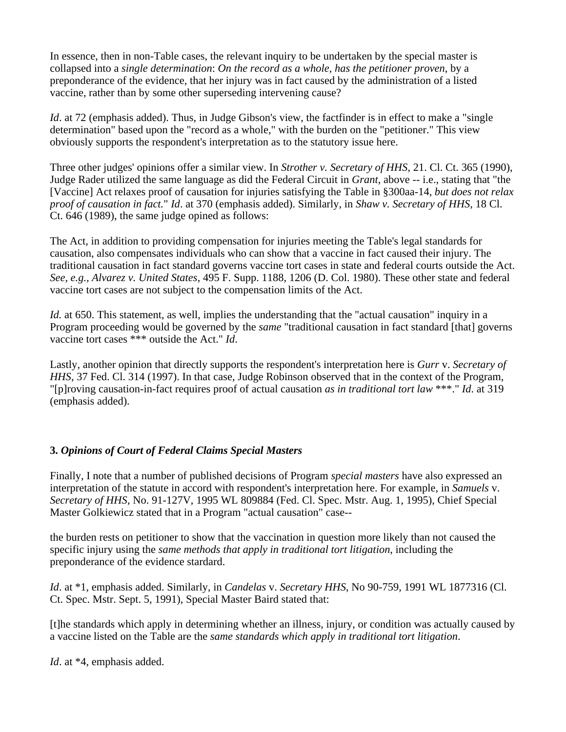In essence, then in non-Table cases, the relevant inquiry to be undertaken by the special master is collapsed into a *single determination*: *On the record as a whole, has the petitioner proven*, by a preponderance of the evidence, that her injury was in fact caused by the administration of a listed vaccine, rather than by some other superseding intervening cause?

*Id*. at 72 (emphasis added). Thus, in Judge Gibson's view, the factfinder is in effect to make a "single determination" based upon the "record as a whole," with the burden on the "petitioner." This view obviously supports the respondent's interpretation as to the statutory issue here.

Three other judges' opinions offer a similar view. In *Strother v. Secretary of HHS*, 21. Cl. Ct. 365 (1990), Judge Rader utilized the same language as did the Federal Circuit in *Grant*, above -- i.e., stating that "the [Vaccine] Act relaxes proof of causation for injuries satisfying the Table in §300aa-14, *but does not relax proof of causation in fact.*" *Id*. at 370 (emphasis added). Similarly, in *Shaw v. Secretary of HHS,* 18 Cl. Ct. 646 (1989), the same judge opined as follows:

The Act, in addition to providing compensation for injuries meeting the Table's legal standards for causation, also compensates individuals who can show that a vaccine in fact caused their injury. The traditional causation in fact standard governs vaccine tort cases in state and federal courts outside the Act. *See, e.g., Alvarez v. United States*, 495 F. Supp. 1188, 1206 (D. Col. 1980). These other state and federal vaccine tort cases are not subject to the compensation limits of the Act.

*Id.* at 650. This statement, as well, implies the understanding that the "actual causation" inquiry in a Program proceeding would be governed by the *same* "traditional causation in fact standard [that] governs vaccine tort cases *** outside the Act." *Id*.

Lastly, another opinion that directly supports the respondent's interpretation here is *Gurr* v. *Secretary of HHS*, 37 Fed. Cl. 314 (1997). In that case, Judge Robinson observed that in the context of the Program, "[p]roving causation-in-fact requires proof of actual causation *as in traditional tort law* ***." *Id*. at 319 (emphasis added).

### 3. *Opinions of Court of Federal Claims Special Masters*

Finally, I note that a number of published decisions of Program *special masters* have also expressed an interpretation of the statute in accord with respondent's interpretation here. For example, in *Samuels* v. *Secretary of HHS*, No. 91-127V, 1995 WL 809884 (Fed. Cl. Spec. Mstr. Aug. 1, 1995), Chief Special Master Golkiewicz stated that in a Program "actual causation" case--

the burden rests on petitioner to show that the vaccination in question more likely than not caused the specific injury using the *same methods that apply in traditional tort litigation*, including the preponderance of the evidence stardard.

*Id*. at *1, emphasis added. Similarly, in *Candelas* v. *Secretary HHS*, No 90-759, 1991 WL 1877316 (Cl. Ct. Spec. Mstr. Sept. 5, 1991), Special Master Baird stated that:

[t]he standards which apply in determining whether an illness, injury, or condition was actually caused by a vaccine listed on the Table are the *same standards which apply in traditional tort litigation*.

*Id*. at *4, emphasis added.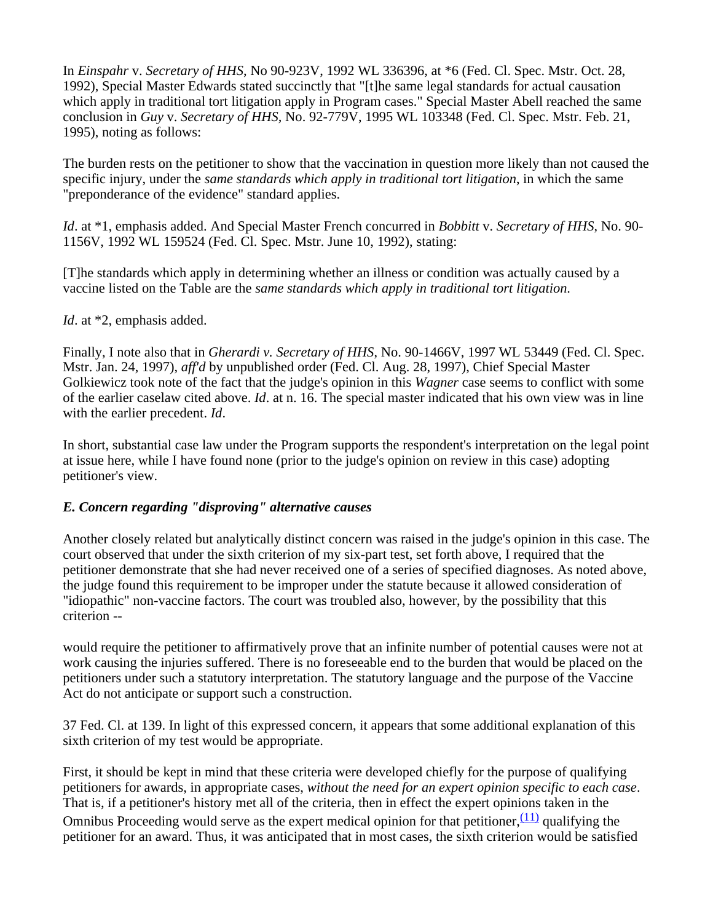In *Einspahr* v. *Secretary of HHS*, No 90-923V, 1992 WL 336396, at *6 (Fed. Cl. Spec. Mstr. Oct. 28, 1992), Special Master Edwards stated succinctly that "[t]he same legal standards for actual causation which apply in traditional tort litigation apply in Program cases." Special Master Abell reached the same conclusion in *Guy* v. *Secretary of HHS,* No. 92-779V, 1995 WL 103348 (Fed. Cl. Spec. Mstr. Feb. 21, 1995), noting as follows:

The burden rests on the petitioner to show that the vaccination in question more likely than not caused the specific injury, under the *same standards which apply in traditional tort litigation*, in which the same "preponderance of the evidence" standard applies.

*Id*. at *1, emphasis added. And Special Master French concurred in *Bobbitt* v. *Secretary of HHS*, No. 90-1156V, 1992 WL 159524 (Fed. Cl. Spec. Mstr. June 10, 1992), stating:

[T]he standards which apply in determining whether an illness or condition was actually caused by a vaccine listed on the Table are the *same standards which apply in traditional tort litigation.*

*Id*. at *2, emphasis added.

Finally, I note also that in *Gherardi v. Secretary of HHS*, No. 90-1466V, 1997 WL 53449 (Fed. Cl. Spec. Mstr. Jan. 24, 1997), *aff'd* by unpublished order (Fed. Cl. Aug. 28, 1997), Chief Special Master Golkiewicz took note of the fact that the judge's opinion in this *Wagner* case seems to conflict with some of the earlier caselaw cited above. *Id*. at n. 16. The special master indicated that his own view was in line with the earlier precedent. *Id*.

In short, substantial case law under the Program supports the respondent's interpretation on the legal point at issue here, while I have found none (prior to the judge's opinion on review in this case) adopting petitioner's view.

### *E. Concern regarding "disproving" alternative causes*

Another closely related but analytically distinct concern was raised in the judge's opinion in this case. The court observed that under the sixth criterion of my six-part test, set forth above, I required that the petitioner demonstrate that she had never received one of a series of specified diagnoses. As noted above, the judge found this requirement to be improper under the statute because it allowed consideration of "idiopathic" non-vaccine factors. The court was troubled also, however, by the possibility that this criterion --

would require the petitioner to affirmatively prove that an infinite number of potential causes were not at work causing the injuries suffered. There is no foreseeable end to the burden that would be placed on the petitioners under such a statutory interpretation. The statutory language and the purpose of the Vaccine Act do not anticipate or support such a construction.

37 Fed. Cl. at 139. In light of this expressed concern, it appears that some additional explanation of this sixth criterion of my test would be appropriate.

First, it should be kept in mind that these criteria were developed chiefly for the purpose of qualifying petitioners for awards, in appropriate cases, *without the need for an expert opinion specific to each case*. That is, if a petitioner's history met all of the criteria, then in effect the expert opinions taken in the Omnibus Proceeding would serve as the expert medical opinion for that petitioner,[(11)] qualifying the petitioner for an award. Thus, it was anticipated that in most cases, the sixth criterion would be satisfied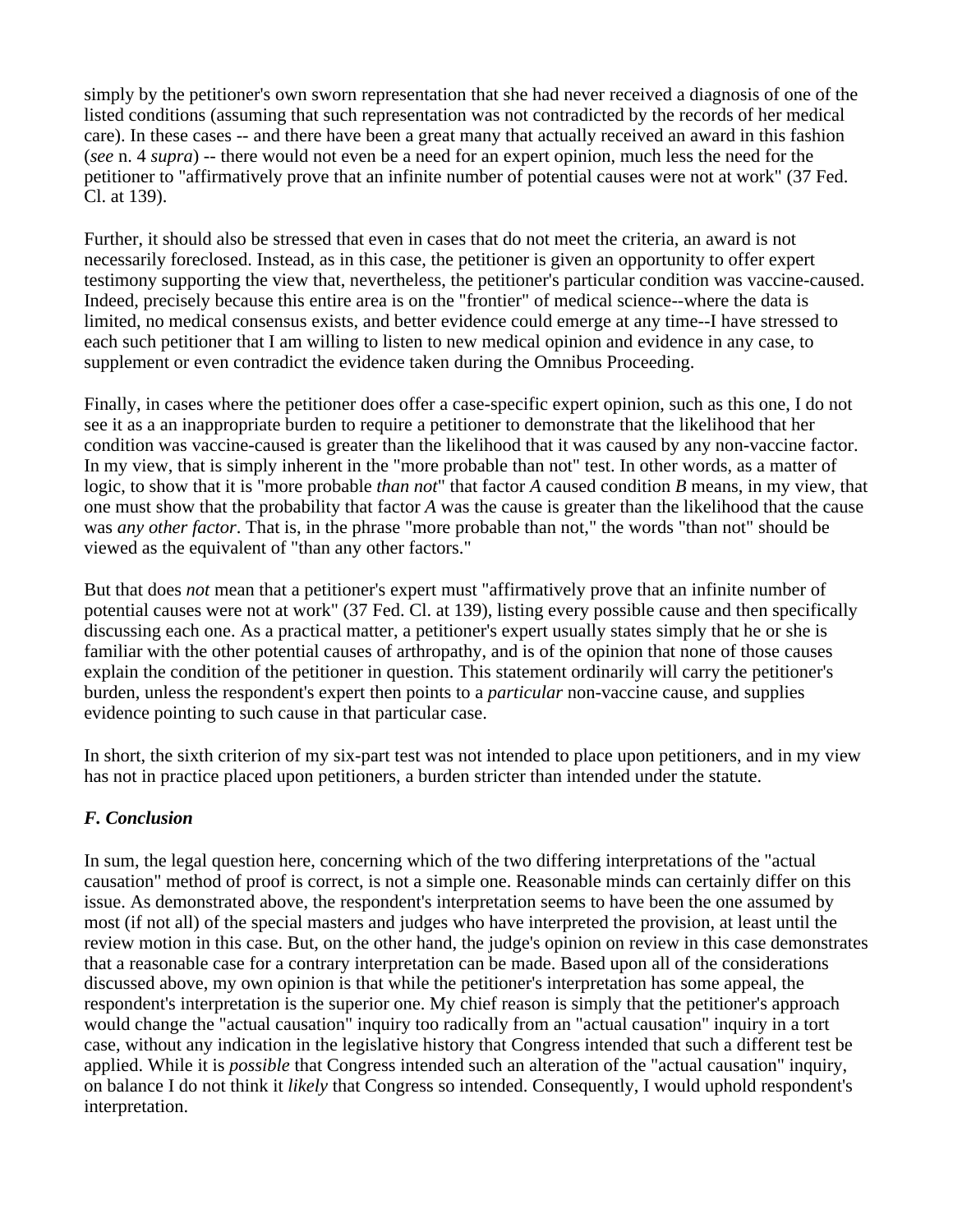simply by the petitioner's own sworn representation that she had never received a diagnosis of one of the listed conditions (assuming that such representation was not contradicted by the records of her medical care). In these cases -- and there have been a great many that actually received an award in this fashion (*see* n. 4 *supra*) -- there would not even be a need for an expert opinion, much less the need for the petitioner to "affirmatively prove that an infinite number of potential causes were not at work" (37 Fed. Cl. at 139).

Further, it should also be stressed that even in cases that do not meet the criteria, an award is not necessarily foreclosed. Instead, as in this case, the petitioner is given an opportunity to offer expert testimony supporting the view that, nevertheless, the petitioner's particular condition was vaccine-caused. Indeed, precisely because this entire area is on the "frontier" of medical science--where the data is limited, no medical consensus exists, and better evidence could emerge at any time--I have stressed to each such petitioner that I am willing to listen to new medical opinion and evidence in any case, to supplement or even contradict the evidence taken during the Omnibus Proceeding.

Finally, in cases where the petitioner does offer a case-specific expert opinion, such as this one, I do not see it as a an inappropriate burden to require a petitioner to demonstrate that the likelihood that her condition was vaccine-caused is greater than the likelihood that it was caused by any non-vaccine factor. In my view, that is simply inherent in the "more probable than not" test. In other words, as a matter of logic, to show that it is "more probable *than not*" that factor *A* caused condition *B* means, in my view, that one must show that the probability that factor *A* was the cause is greater than the likelihood that the cause was *any other factor*. That is, in the phrase "more probable than not," the words "than not" should be viewed as the equivalent of "than any other factors."

But that does *not* mean that a petitioner's expert must "affirmatively prove that an infinite number of potential causes were not at work" (37 Fed. Cl. at 139), listing every possible cause and then specifically discussing each one. As a practical matter, a petitioner's expert usually states simply that he or she is familiar with the other potential causes of arthropathy, and is of the opinion that none of those causes explain the condition of the petitioner in question. This statement ordinarily will carry the petitioner's burden, unless the respondent's expert then points to a *particular* non-vaccine cause, and supplies evidence pointing to such cause in that particular case.

In short, the sixth criterion of my six-part test was not intended to place upon petitioners, and in my view has not in practice placed upon petitioners, a burden stricter than intended under the statute.

### *F. Conclusion*

In sum, the legal question here, concerning which of the two differing interpretations of the "actual causation" method of proof is correct, is not a simple one. Reasonable minds can certainly differ on this issue. As demonstrated above, the respondent's interpretation seems to have been the one assumed by most (if not all) of the special masters and judges who have interpreted the provision, at least until the review motion in this case. But, on the other hand, the judge's opinion on review in this case demonstrates that a reasonable case for a contrary interpretation can be made. Based upon all of the considerations discussed above, my own opinion is that while the petitioner's interpretation has some appeal, the respondent's interpretation is the superior one. My chief reason is simply that the petitioner's approach would change the "actual causation" inquiry too radically from an "actual causation" inquiry in a tort case, without any indication in the legislative history that Congress intended that such a different test be applied. While it is *possible* that Congress intended such an alteration of the "actual causation" inquiry, on balance I do not think it *likely* that Congress so intended. Consequently, I would uphold respondent's interpretation.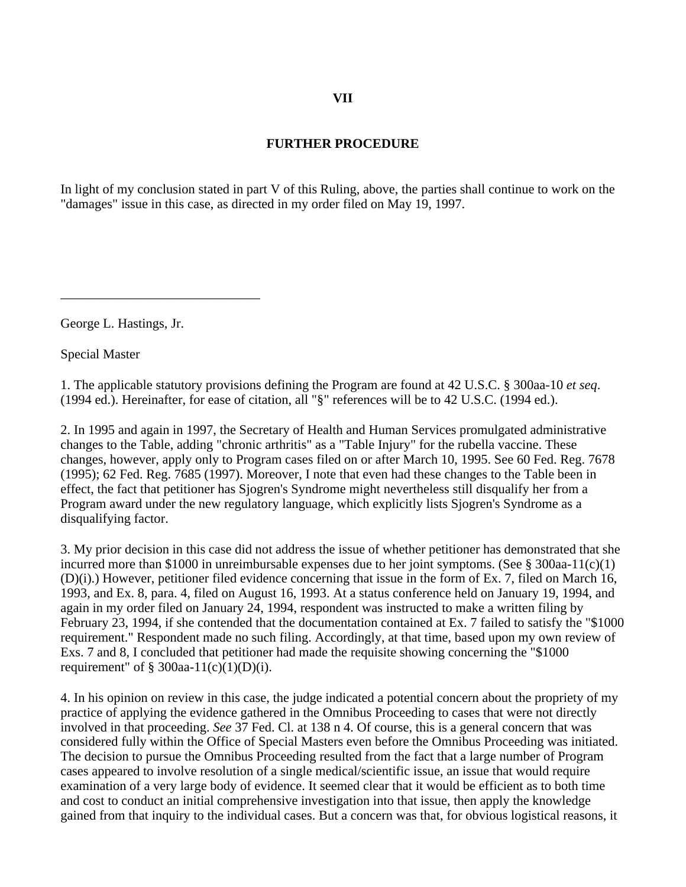## VII

## FURTHER PROCEDURE

In light of my conclusion stated in part V of this Ruling, above, the parties shall continue to work on the "damages" issue in this case, as directed in my order filed on May 19, 1997.

______________________________

George L. Hastings, Jr.

Special Master

1. The applicable statutory provisions defining the Program are found at 42 U.S.C. § 300aa-10 *et seq*. (1994 ed.). Hereinafter, for ease of citation, all "§" references will be to 42 U.S.C. (1994 ed.).

2. In 1995 and again in 1997, the Secretary of Health and Human Services promulgated administrative changes to the Table, adding "chronic arthritis" as a "Table Injury" for the rubella vaccine. These changes, however, apply only to Program cases filed on or after March 10, 1995. See 60 Fed. Reg. 7678 (1995); 62 Fed. Reg. 7685 (1997). Moreover, I note that even had these changes to the Table been in effect, the fact that petitioner has Sjogren's Syndrome might nevertheless still disqualify her from a Program award under the new regulatory language, which explicitly lists Sjogren's Syndrome as a disqualifying factor.

3. My prior decision in this case did not address the issue of whether petitioner has demonstrated that she incurred more than $1000 in unreimbursable expenses due to her joint symptoms. (See § 300aa-11(c)(1)(D)(i).) However, petitioner filed evidence concerning that issue in the form of Ex. 7, filed on March 16, 1993, and Ex. 8, para. 4, filed on August 16, 1993. At a status conference held on January 19, 1994, and again in my order filed on January 24, 1994, respondent was instructed to make a written filing by February 23, 1994, if she contended that the documentation contained at Ex. 7 failed to satisfy the "$1000 requirement." Respondent made no such filing. Accordingly, at that time, based upon my own review of Exs. 7 and 8, I concluded that petitioner had made the requisite showing concerning the "$1000 requirement" of § 300aa-11(c)(1)(D)(i).

4. In his opinion on review in this case, the judge indicated a potential concern about the propriety of my practice of applying the evidence gathered in the Omnibus Proceeding to cases that were not directly involved in that proceeding. *See* 37 Fed. Cl. at 138 n 4. Of course, this is a general concern that was considered fully within the Office of Special Masters even before the Omnibus Proceeding was initiated. The decision to pursue the Omnibus Proceeding resulted from the fact that a large number of Program cases appeared to involve resolution of a single medical/scientific issue, an issue that would require examination of a very large body of evidence. It seemed clear that it would be efficient as to both time and cost to conduct an initial comprehensive investigation into that issue, then apply the knowledge gained from that inquiry to the individual cases. But a concern was that, for obvious logistical reasons, it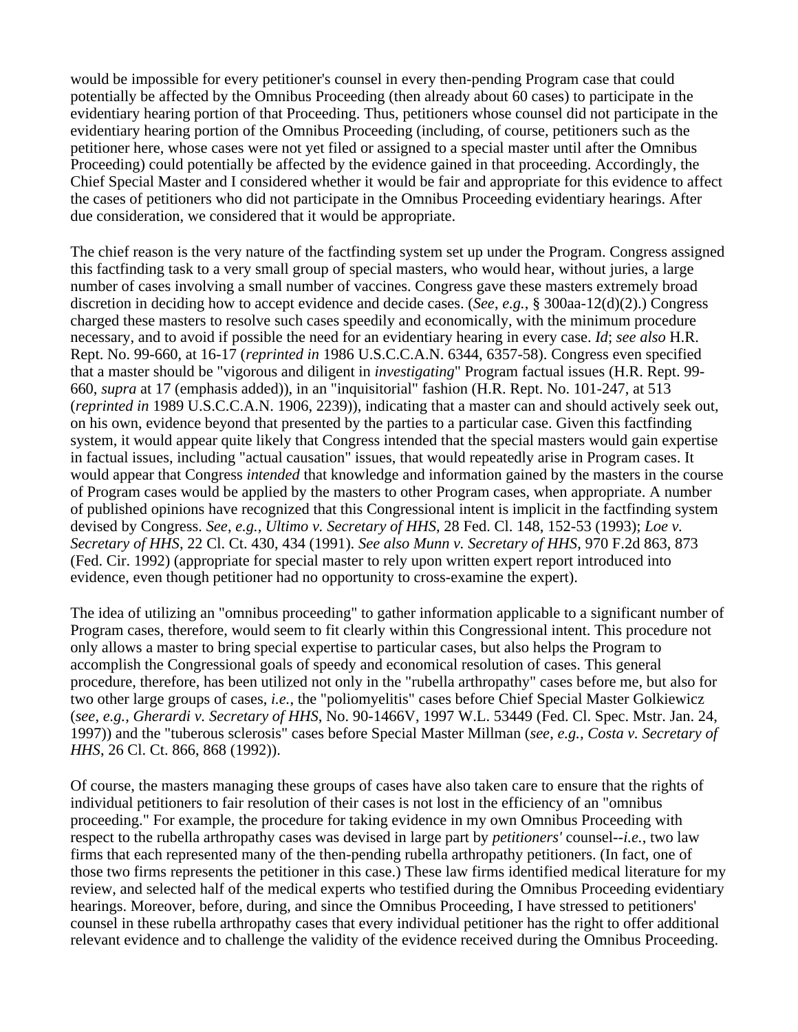would be impossible for every petitioner's counsel in every then-pending Program case that could potentially be affected by the Omnibus Proceeding (then already about 60 cases) to participate in the evidentiary hearing portion of that Proceeding. Thus, petitioners whose counsel did not participate in the evidentiary hearing portion of the Omnibus Proceeding (including, of course, petitioners such as the petitioner here, whose cases were not yet filed or assigned to a special master until after the Omnibus Proceeding) could potentially be affected by the evidence gained in that proceeding. Accordingly, the Chief Special Master and I considered whether it would be fair and appropriate for this evidence to affect the cases of petitioners who did not participate in the Omnibus Proceeding evidentiary hearings. After due consideration, we considered that it would be appropriate.

The chief reason is the very nature of the factfinding system set up under the Program. Congress assigned this factfinding task to a very small group of special masters, who would hear, without juries, a large number of cases involving a small number of vaccines. Congress gave these masters extremely broad discretion in deciding how to accept evidence and decide cases. (*See*, *e.g.*, § 300aa-12(d)(2).) Congress charged these masters to resolve such cases speedily and economically, with the minimum procedure necessary, and to avoid if possible the need for an evidentiary hearing in every case. *Id*; *see also* H.R. Rept. No. 99-660, at 16-17 (*reprinted in* 1986 U.S.C.C.A.N. 6344, 6357-58). Congress even specified that a master should be "vigorous and diligent in *investigating*" Program factual issues (H.R. Rept. 99-660, *supra* at 17 (emphasis added)), in an "inquisitorial" fashion (H.R. Rept. No. 101-247, at 513 (*reprinted in* 1989 U.S.C.C.A.N. 1906, 2239)), indicating that a master can and should actively seek out, on his own, evidence beyond that presented by the parties to a particular case. Given this factfinding system, it would appear quite likely that Congress intended that the special masters would gain expertise in factual issues, including "actual causation" issues, that would repeatedly arise in Program cases. It would appear that Congress *intended* that knowledge and information gained by the masters in the course of Program cases would be applied by the masters to other Program cases, when appropriate. A number of published opinions have recognized that this Congressional intent is implicit in the factfinding system devised by Congress. *See*, *e.g.*, *Ultimo v. Secretary of HHS*, 28 Fed. Cl. 148, 152-53 (1993); *Loe v. Secretary of HHS*, 22 Cl. Ct. 430, 434 (1991). *See also Munn v. Secretary of HHS*, 970 F.2d 863, 873 (Fed. Cir. 1992) (appropriate for special master to rely upon written expert report introduced into evidence, even though petitioner had no opportunity to cross-examine the expert).

The idea of utilizing an "omnibus proceeding" to gather information applicable to a significant number of Program cases, therefore, would seem to fit clearly within this Congressional intent. This procedure not only allows a master to bring special expertise to particular cases, but also helps the Program to accomplish the Congressional goals of speedy and economical resolution of cases. This general procedure, therefore, has been utilized not only in the "rubella arthropathy" cases before me, but also for two other large groups of cases, *i.e.*, the "poliomyelitis" cases before Chief Special Master Golkiewicz (*see*, *e.g.*, *Gherardi v. Secretary of HHS*, No. 90-1466V, 1997 W.L. 53449 (Fed. Cl. Spec. Mstr. Jan. 24, 1997)) and the "tuberous sclerosis" cases before Special Master Millman (*see*, *e.g.*, *Costa v. Secretary of HHS*, 26 Cl. Ct. 866, 868 (1992)).

Of course, the masters managing these groups of cases have also taken care to ensure that the rights of individual petitioners to fair resolution of their cases is not lost in the efficiency of an "omnibus proceeding." For example, the procedure for taking evidence in my own Omnibus Proceeding with respect to the rubella arthropathy cases was devised in large part by *petitioners'* counsel--*i.e.*, two law firms that each represented many of the then-pending rubella arthropathy petitioners. (In fact, one of those two firms represents the petitioner in this case.) These law firms identified medical literature for my review, and selected half of the medical experts who testified during the Omnibus Proceeding evidentiary hearings. Moreover, before, during, and since the Omnibus Proceeding, I have stressed to petitioners' counsel in these rubella arthropathy cases that every individual petitioner has the right to offer additional relevant evidence and to challenge the validity of the evidence received during the Omnibus Proceeding.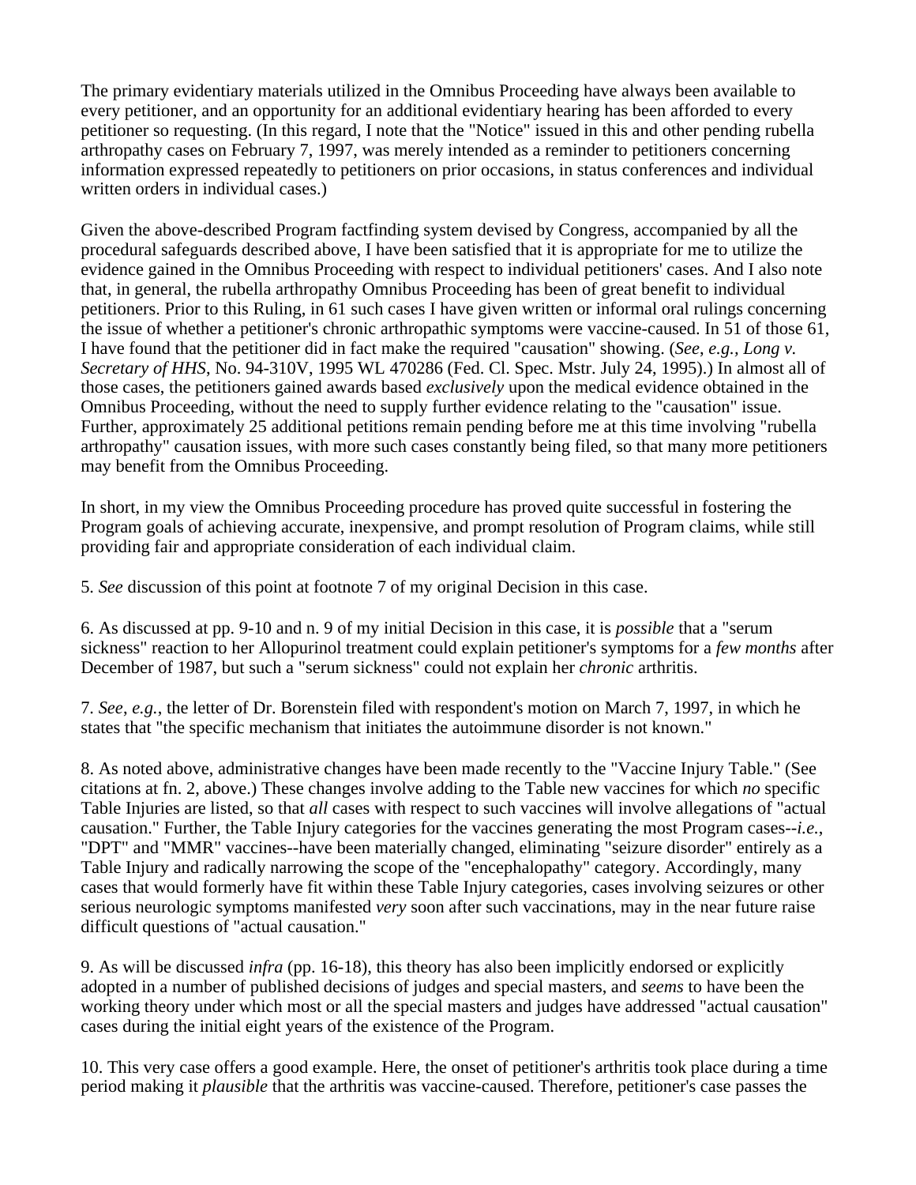The primary evidentiary materials utilized in the Omnibus Proceeding have always been available to every petitioner, and an opportunity for an additional evidentiary hearing has been afforded to every petitioner so requesting. (In this regard, I note that the "Notice" issued in this and other pending rubella arthropathy cases on February 7, 1997, was merely intended as a reminder to petitioners concerning information expressed repeatedly to petitioners on prior occasions, in status conferences and individual written orders in individual cases.)

Given the above-described Program factfinding system devised by Congress, accompanied by all the procedural safeguards described above, I have been satisfied that it is appropriate for me to utilize the evidence gained in the Omnibus Proceeding with respect to individual petitioners' cases. And I also note that, in general, the rubella arthropathy Omnibus Proceeding has been of great benefit to individual petitioners. Prior to this Ruling, in 61 such cases I have given written or informal oral rulings concerning the issue of whether a petitioner's chronic arthropathic symptoms were vaccine-caused. In 51 of those 61, I have found that the petitioner did in fact make the required "causation" showing. (*See*, *e.g.*, *Long v. Secretary of HHS*, No. 94-310V, 1995 WL 470286 (Fed. Cl. Spec. Mstr. July 24, 1995).) In almost all of those cases, the petitioners gained awards based *exclusively* upon the medical evidence obtained in the Omnibus Proceeding, without the need to supply further evidence relating to the "causation" issue. Further, approximately 25 additional petitions remain pending before me at this time involving "rubella arthropathy" causation issues, with more such cases constantly being filed, so that many more petitioners may benefit from the Omnibus Proceeding.

In short, in my view the Omnibus Proceeding procedure has proved quite successful in fostering the Program goals of achieving accurate, inexpensive, and prompt resolution of Program claims, while still providing fair and appropriate consideration of each individual claim.

5. *See* discussion of this point at footnote 7 of my original Decision in this case.

6. As discussed at pp. 9-10 and n. 9 of my initial Decision in this case, it is *possible* that a "serum sickness" reaction to her Allopurinol treatment could explain petitioner's symptoms for a *few months* after December of 1987, but such a "serum sickness" could not explain her *chronic* arthritis.

7. *See*, *e.g.*, the letter of Dr. Borenstein filed with respondent's motion on March 7, 1997, in which he states that "the specific mechanism that initiates the autoimmune disorder is not known."

8. As noted above, administrative changes have been made recently to the "Vaccine Injury Table." (See citations at fn. 2, above.) These changes involve adding to the Table new vaccines for which *no* specific Table Injuries are listed, so that *all* cases with respect to such vaccines will involve allegations of "actual causation." Further, the Table Injury categories for the vaccines generating the most Program cases--*i.e.*, "DPT" and "MMR" vaccines--have been materially changed, eliminating "seizure disorder" entirely as a Table Injury and radically narrowing the scope of the "encephalopathy" category. Accordingly, many cases that would formerly have fit within these Table Injury categories, cases involving seizures or other serious neurologic symptoms manifested *very* soon after such vaccinations, may in the near future raise difficult questions of "actual causation."

9. As will be discussed *infra* (pp. 16-18), this theory has also been implicitly endorsed or explicitly adopted in a number of published decisions of judges and special masters, and *seems* to have been the working theory under which most or all the special masters and judges have addressed "actual causation" cases during the initial eight years of the existence of the Program.

10. This very case offers a good example. Here, the onset of petitioner's arthritis took place during a time period making it *plausible* that the arthritis was vaccine-caused. Therefore, petitioner's case passes the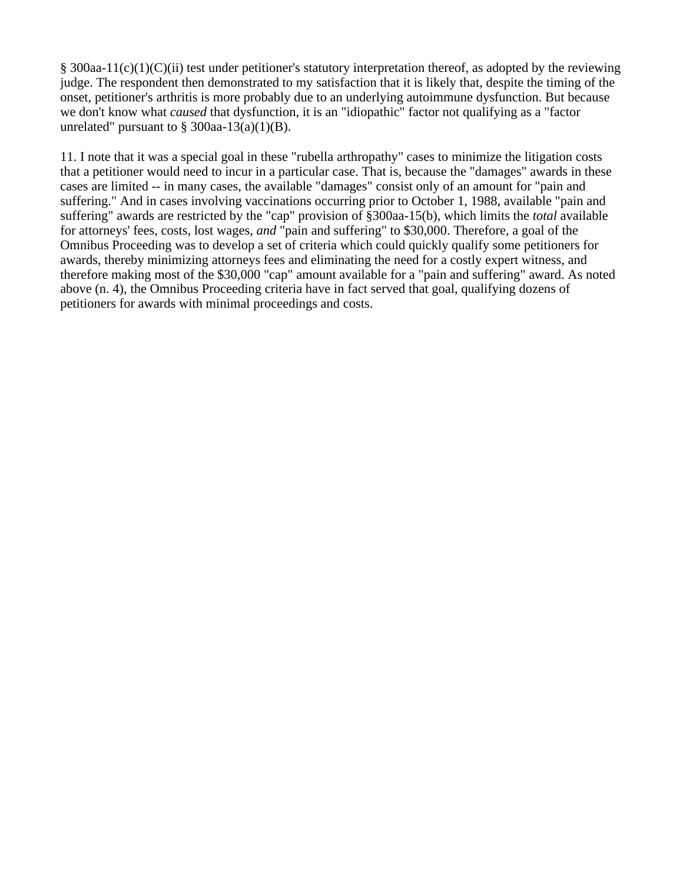§ 300aa-11(c)(1)(C)(ii) test under petitioner's statutory interpretation thereof, as adopted by the reviewing judge. The respondent then demonstrated to my satisfaction that it is likely that, despite the timing of the onset, petitioner's arthritis is more probably due to an underlying autoimmune dysfunction. But because we don't know what *caused* that dysfunction, it is an "idiopathic" factor not qualifying as a "factor unrelated" pursuant to § 300aa-13(a)(1)(B).

11. I note that it was a special goal in these "rubella arthropathy" cases to minimize the litigation costs that a petitioner would need to incur in a particular case. That is, because the "damages" awards in these cases are limited -- in many cases, the available "damages" consist only of an amount for "pain and suffering." And in cases involving vaccinations occurring prior to October 1, 1988, available "pain and suffering" awards are restricted by the "cap" provision of §300aa-15(b), which limits the *total* available for attorneys' fees, costs, lost wages, *and* "pain and suffering" to $30,000. Therefore, a goal of the Omnibus Proceeding was to develop a set of criteria which could quickly qualify some petitioners for awards, thereby minimizing attorneys fees and eliminating the need for a costly expert witness, and therefore making most of the $30,000 "cap" amount available for a "pain and suffering" award. As noted above (n. 4), the Omnibus Proceeding criteria have in fact served that goal, qualifying dozens of petitioners for awards with minimal proceedings and costs.